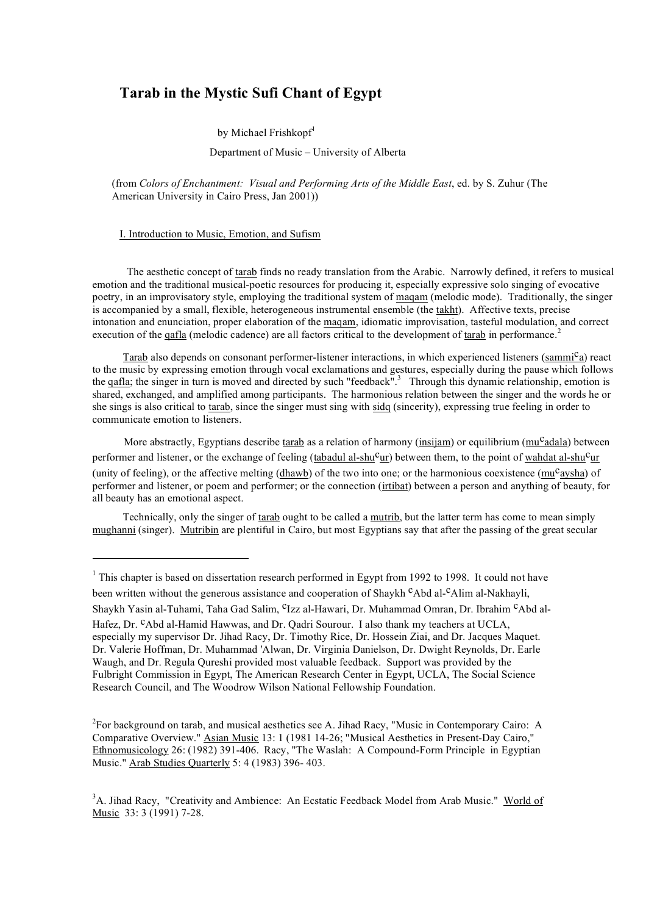# Tarab in the Mystic Sufi Chant of Egypt

by Michael Frishkopf[1]

Department of Music – University of Alberta

(from *Colors of Enchantment: Visual and Performing Arts of the Middle East*, ed. by S. Zuhur (The American University in Cairo Press, Jan 2001))

## I. Introduction to Music, Emotion, and Sufism

The aesthetic concept of tarab finds no ready translation from the Arabic. Narrowly defined, it refers to musical emotion and the traditional musical-poetic resources for producing it, especially expressive solo singing of evocative poetry, in an improvisatory style, employing the traditional system of maqam (melodic mode). Traditionally, the singer is accompanied by a small, flexible, heterogeneous instrumental ensemble (the takht). Affective texts, precise intonation and enunciation, proper elaboration of the maqam, idiomatic improvisation, tasteful modulation, and correct execution of the qafla (melodic cadence) are all factors critical to the development of tarab in performance.[2]

Tarab also depends on consonant performer-listener interactions, in which experienced listeners (sammi^c^a) react to the music by expressing emotion through vocal exclamations and gestures, especially during the pause which follows the qafla; the singer in turn is moved and directed by such "feedback".[3] Through this dynamic relationship, emotion is shared, exchanged, and amplified among participants. The harmonious relation between the singer and the words he or she sings is also critical to tarab, since the singer must sing with sidq (sincerity), expressing true feeling in order to communicate emotion to listeners.

More abstractly, Egyptians describe tarab as a relation of harmony (insijam) or equilibrium (mu^c^adala) between performer and listener, or the exchange of feeling (tabadul al-shu^c^ur) between them, to the point of wahdat al-shu^c^ur (unity of feeling), or the affective melting (dhawb) of the two into one; or the harmonious coexistence (mu^c^aysha) of performer and listener, or poem and performer; or the connection (irtibat) between a person and anything of beauty, for all beauty has an emotional aspect.

Technically, only the singer of tarab ought to be called a mutrib, but the latter term has come to mean simply mughanni (singer). Mutribin are plentiful in Cairo, but most Egyptians say that after the passing of the great secular

---

[1] This chapter is based on dissertation research performed in Egypt from 1992 to 1998. It could not have been written without the generous assistance and cooperation of Shaykh ^c^Abd al-^c^Alim al-Nakhayli, Shaykh Yasin al-Tuhami, Taha Gad Salim, ^c^Izz al-Hawari, Dr. Muhammad Omran, Dr. Ibrahim ^c^Abd al-Hafez, Dr. ^c^Abd al-Hamid Hawwas, and Dr. Qadri Sourour. I also thank my teachers at UCLA, especially my supervisor Dr. Jihad Racy, Dr. Timothy Rice, Dr. Hossein Ziai, and Dr. Jacques Maquet. Dr. Valerie Hoffman, Dr. Muhammad 'Alwan, Dr. Virginia Danielson, Dr. Dwight Reynolds, Dr. Earle Waugh, and Dr. Regula Qureshi provided most valuable feedback. Support was provided by the Fulbright Commission in Egypt, The American Research Center in Egypt, UCLA, The Social Science Research Council, and The Woodrow Wilson National Fellowship Foundation.

[2] For background on tarab, and musical aesthetics see A. Jihad Racy, "Music in Contemporary Cairo: A Comparative Overview." Asian Music 13: 1 (1981 14-26; "Musical Aesthetics in Present-Day Cairo," Ethnomusicology 26: (1982) 391-406. Racy, "The Waslah: A Compound-Form Principle in Egyptian Music." Arab Studies Quarterly 5: 4 (1983) 396- 403.

[3] A. Jihad Racy, "Creativity and Ambience: An Ecstatic Feedback Model from Arab Music." World of Music 33: 3 (1991) 7-28.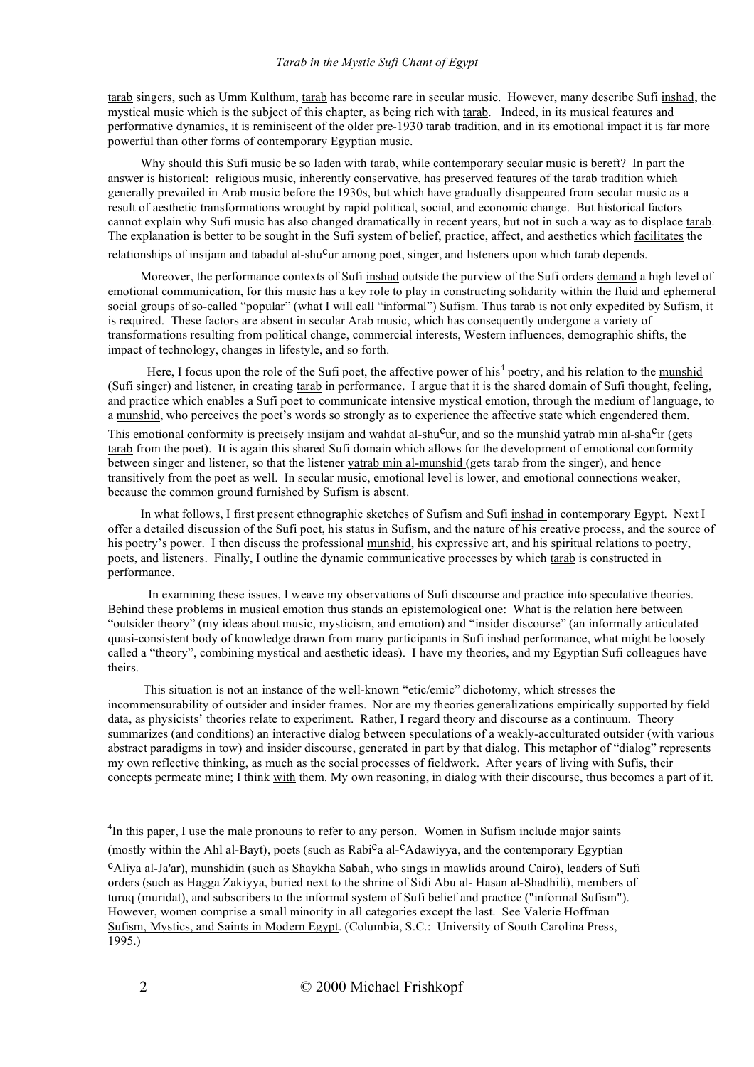tarab singers, such as Umm Kulthum, tarab has become rare in secular music. However, many describe Sufi inshad, the mystical music which is the subject of this chapter, as being rich with tarab. Indeed, in its musical features and performative dynamics, it is reminiscent of the older pre-1930 tarab tradition, and in its emotional impact it is far more powerful than other forms of contemporary Egyptian music.

Why should this Sufi music be so laden with tarab, while contemporary secular music is bereft? In part the answer is historical: religious music, inherently conservative, has preserved features of the tarab tradition which generally prevailed in Arab music before the 1930s, but which have gradually disappeared from secular music as a result of aesthetic transformations wrought by rapid political, social, and economic change. But historical factors cannot explain why Sufi music has also changed dramatically in recent years, but not in such a way as to displace tarab. The explanation is better to be sought in the Sufi system of belief, practice, affect, and aesthetics which facilitates the relationships of insijam and tabadul al-shu^c^ur among poet, singer, and listeners upon which tarab depends.

Moreover, the performance contexts of Sufi inshad outside the purview of the Sufi orders demand a high level of emotional communication, for this music has a key role to play in constructing solidarity within the fluid and ephemeral social groups of so-called "popular" (what I will call "informal") Sufism. Thus tarab is not only expedited by Sufism, it is required. These factors are absent in secular Arab music, which has consequently undergone a variety of transformations resulting from political change, commercial interests, Western influences, demographic shifts, the impact of technology, changes in lifestyle, and so forth.

Here, I focus upon the role of the Sufi poet, the affective power of his[4] poetry, and his relation to the munshid (Sufi singer) and listener, in creating tarab in performance. I argue that it is the shared domain of Sufi thought, feeling, and practice which enables a Sufi poet to communicate intensive mystical emotion, through the medium of language, to a munshid, who perceives the poet's words so strongly as to experience the affective state which engendered them. This emotional conformity is precisely insijam and wahdat al-shu^c^ur, and so the munshid yatrab min al-sha^c^ir (gets tarab from the poet). It is again this shared Sufi domain which allows for the development of emotional conformity between singer and listener, so that the listener yatrab min al-munshid (gets tarab from the singer), and hence transitively from the poet as well. In secular music, emotional level is lower, and emotional connections weaker, because the common ground furnished by Sufism is absent.

In what follows, I first present ethnographic sketches of Sufism and Sufi inshad in contemporary Egypt. Next I offer a detailed discussion of the Sufi poet, his status in Sufism, and the nature of his creative process, and the source of his poetry's power. I then discuss the professional munshid, his expressive art, and his spiritual relations to poetry, poets, and listeners. Finally, I outline the dynamic communicative processes by which tarab is constructed in performance.

In examining these issues, I weave my observations of Sufi discourse and practice into speculative theories. Behind these problems in musical emotion thus stands an epistemological one: What is the relation here between "outsider theory" (my ideas about music, mysticism, and emotion) and "insider discourse" (an informally articulated quasi-consistent body of knowledge drawn from many participants in Sufi inshad performance, what might be loosely called a "theory", combining mystical and aesthetic ideas). I have my theories, and my Egyptian Sufi colleagues have theirs.

This situation is not an instance of the well-known "etic/emic" dichotomy, which stresses the incommensurability of outsider and insider frames. Nor are my theories generalizations empirically supported by field data, as physicists' theories relate to experiment. Rather, I regard theory and discourse as a continuum. Theory summarizes (and conditions) an interactive dialog between speculations of a weakly-acculturated outsider (with various abstract paradigms in tow) and insider discourse, generated in part by that dialog. This metaphor of "dialog" represents my own reflective thinking, as much as the social processes of fieldwork. After years of living with Sufis, their concepts permeate mine; I think with them. My own reasoning, in dialog with their discourse, thus becomes a part of it.

---

[4] In this paper, I use the male pronouns to refer to any person. Women in Sufism include major saints (mostly within the Ahl al-Bayt), poets (such as Rabi^c^a al-^c^Adawiyya, and the contemporary Egyptian ^c^Aliya al-Ja'ar), munshidin (such as Shaykha Sabah, who sings in mawlids around Cairo), leaders of Sufi orders (such as Hagga Zakiyya, buried next to the shrine of Sidi Abu al- Hasan al-Shadhili), members of turuq (muridat), and subscribers to the informal system of Sufi belief and practice ("informal Sufism"). However, women comprise a small minority in all categories except the last. See Valerie Hoffman Sufism, Mystics, and Saints in Modern Egypt. (Columbia, S.C.: University of South Carolina Press, 1995.)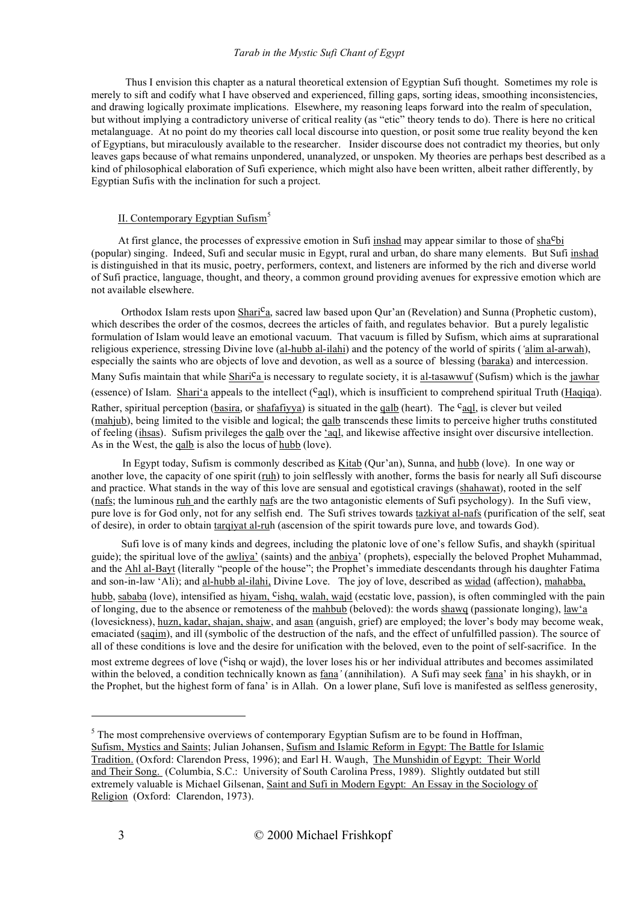Thus I envision this chapter as a natural theoretical extension of Egyptian Sufi thought. Sometimes my role is merely to sift and codify what I have observed and experienced, filling gaps, sorting ideas, smoothing inconsistencies, and drawing logically proximate implications. Elsewhere, my reasoning leaps forward into the realm of speculation, but without implying a contradictory universe of critical reality (as "etic" theory tends to do). There is here no critical metalanguage. At no point do my theories call local discourse into question, or posit some true reality beyond the ken of Egyptians, but miraculously available to the researcher. Insider discourse does not contradict my theories, but only leaves gaps because of what remains unpondered, unanalyzed, or unspoken. My theories are perhaps best described as a kind of philosophical elaboration of Sufi experience, which might also have been written, albeit rather differently, by Egyptian Sufis with the inclination for such a project.

## II. Contemporary Egyptian Sufism[5]

At first glance, the processes of expressive emotion in Sufi inshad may appear similar to those of sha$^c$bi (popular) singing. Indeed, Sufi and secular music in Egypt, rural and urban, do share many elements. But Sufi inshad is distinguished in that its music, poetry, performers, context, and listeners are informed by the rich and diverse world of Sufi practice, language, thought, and theory, a common ground providing avenues for expressive emotion which are not available elsewhere.

Orthodox Islam rests upon Shari$^c$a, sacred law based upon Qur'an (Revelation) and Sunna (Prophetic custom), which describes the order of the cosmos, decrees the articles of faith, and regulates behavior. But a purely legalistic formulation of Islam would leave an emotional vacuum. That vacuum is filled by Sufism, which aims at suprarational religious experience, stressing Divine love (al-hubb al-ilahi) and the potency of the world of spirits (*'alim al-arwah*), especially the saints who are objects of love and devotion, as well as a source of blessing (baraka) and intercession. Many Sufis maintain that while Shari$^c$a is necessary to regulate society, it is al-tasawwuf (Sufism) which is the jawhar (essence) of Islam. Shari'a appeals to the intellect ($^c$aql), which is insufficient to comprehend spiritual Truth (Haqiqa). Rather, spiritual perception (basira, or shafafiyya) is situated in the qalb (heart). The $^c$aql, is clever but veiled (mahjub), being limited to the visible and logical; the qalb transcends these limits to perceive higher truths constituted of feeling (ihsas). Sufism privileges the qalb over the 'aql, and likewise affective insight over discursive intellection. As in the West, the qalb is also the locus of hubb (love).

In Egypt today, Sufism is commonly described as Kitab (Qur'an), Sunna, and hubb (love). In one way or another love, the capacity of one spirit (ruh) to join selflessly with another, forms the basis for nearly all Sufi discourse and practice. What stands in the way of this love are sensual and egotistical cravings (shahawat), rooted in the self (nafs; the luminous ruh and the earthly nafs are the two antagonistic elements of Sufi psychology). In the Sufi view, pure love is for God only, not for any selfish end. The Sufi strives towards tazkiyat al-nafs (purification of the self, seat of desire), in order to obtain tarqiyat al-ruh (ascension of the spirit towards pure love, and towards God).

Sufi love is of many kinds and degrees, including the platonic love of one's fellow Sufis, and shaykh (spiritual guide); the spiritual love of the awliya' (saints) and the anbiya' (prophets), especially the beloved Prophet Muhammad, and the Ahl al-Bayt (literally "people of the house"; the Prophet's immediate descendants through his daughter Fatima and son-in-law 'Ali); and al-hubb al-ilahi, Divine Love. The joy of love, described as widad (affection), mahabba, hubb, sababa (love), intensified as hiyam, $^c$ishq, walah, wajd (ecstatic love, passion), is often commingled with the pain of longing, due to the absence or remoteness of the mahbub (beloved): the words shawq (passionate longing), law'a (lovesickness), huzn, kadar, shajan, shajw, and asan (anguish, grief) are employed; the lover's body may become weak, emaciated (saqim), and ill (symbolic of the destruction of the nafs, and the effect of unfulfilled passion). The source of all of these conditions is love and the desire for unification with the beloved, even to the point of self-sacrifice. In the most extreme degrees of love ($^c$ishq or wajd), the lover loses his or her individual attributes and becomes assimilated within the beloved, a condition technically known as *fana'* (annihilation). A Sufi may seek fana' in his shaykh, or in the Prophet, but the highest form of fana' is in Allah. On a lower plane, Sufi love is manifested as selfless generosity,

---

[5] The most comprehensive overviews of contemporary Egyptian Sufism are to be found in Hoffman, Sufism, Mystics and Saints; Julian Johansen, Sufism and Islamic Reform in Egypt: The Battle for Islamic Tradition. (Oxford: Clarendon Press, 1996); and Earl H. Waugh, The Munshidin of Egypt: Their World and Their Song. (Columbia, S.C.: University of South Carolina Press, 1989). Slightly outdated but still extremely valuable is Michael Gilsenan, Saint and Sufi in Modern Egypt: An Essay in the Sociology of Religion (Oxford: Clarendon, 1973).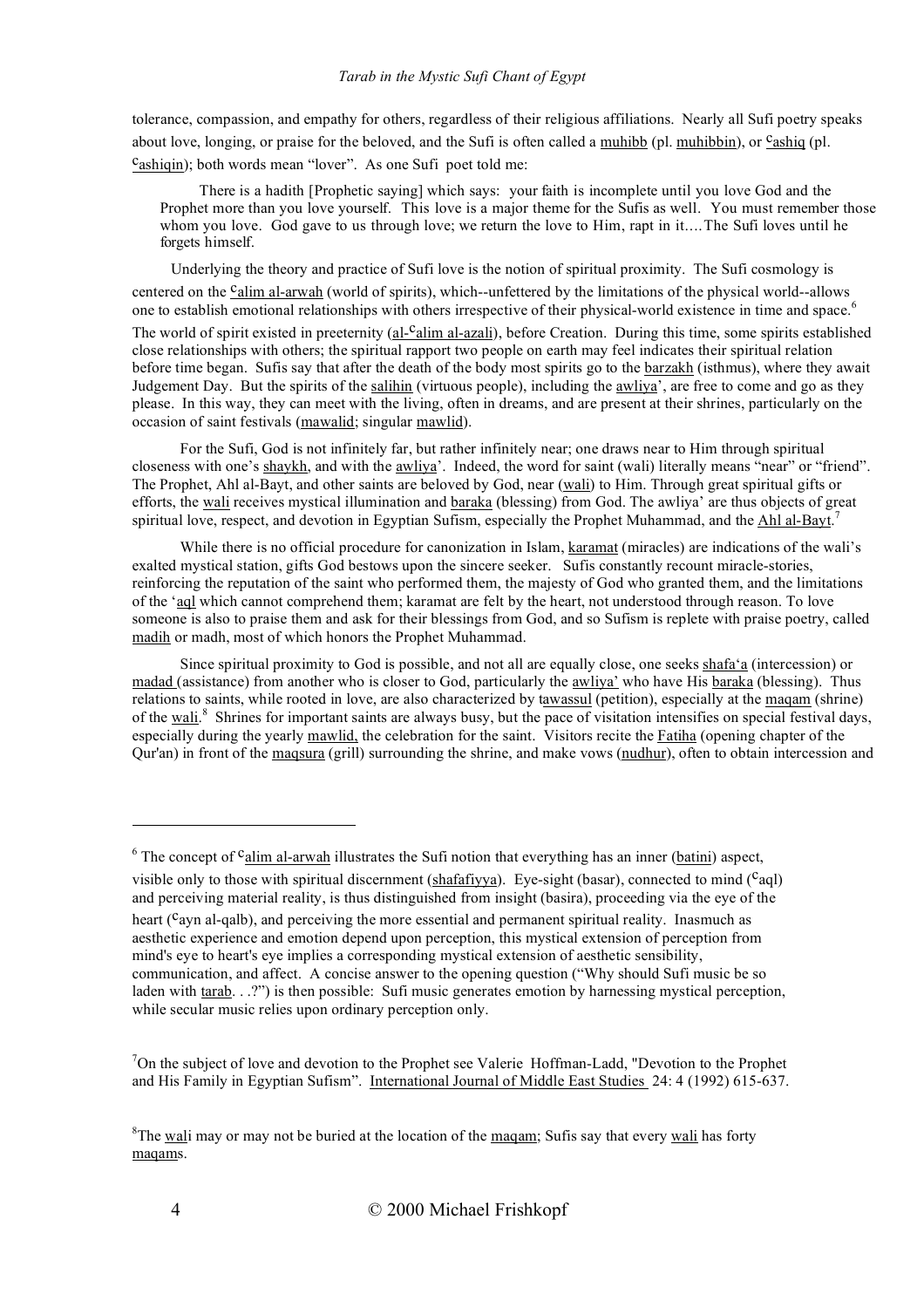tolerance, compassion, and empathy for others, regardless of their religious affiliations. Nearly all Sufi poetry speaks about love, longing, or praise for the beloved, and the Sufi is often called a muhibb (pl. muhibbin), or ᶜashiq (pl. ᶜashiqin); both words mean "lover". As one Sufi poet told me:

> There is a hadith [Prophetic saying] which says: your faith is incomplete until you love God and the Prophet more than you love yourself. This love is a major theme for the Sufis as well. You must remember those whom you love. God gave to us through love; we return the love to Him, rapt in it.... The Sufi loves until he forgets himself.

Underlying the theory and practice of Sufi love is the notion of spiritual proximity. The Sufi cosmology is centered on the ᶜalim al-arwah (world of spirits), which--unfettered by the limitations of the physical world--allows one to establish emotional relationships with others irrespective of their physical-world existence in time and space.[6] The world of spirit existed in preeternity (al-ᶜalim al-azali), before Creation. During this time, some spirits established close relationships with others; the spiritual rapport two people on earth may feel indicates their spiritual relation before time began. Sufis say that after the death of the body most spirits go to the barzakh (isthmus), where they await Judgement Day. But the spirits of the salihin (virtuous people), including the awliya', are free to come and go as they please. In this way, they can meet with the living, often in dreams, and are present at their shrines, particularly on the occasion of saint festivals (mawalid; singular mawlid).

For the Sufi, God is not infinitely far, but rather infinitely near; one draws near to Him through spiritual closeness with one's shaykh, and with the awliya'. Indeed, the word for saint (wali) literally means "near" or "friend". The Prophet, Ahl al-Bayt, and other saints are beloved by God, near (wali) to Him. Through great spiritual gifts or efforts, the wali receives mystical illumination and baraka (blessing) from God. The awliya' are thus objects of great spiritual love, respect, and devotion in Egyptian Sufism, especially the Prophet Muhammad, and the Ahl al-Bayt.[7]

While there is no official procedure for canonization in Islam, karamat (miracles) are indications of the wali's exalted mystical station, gifts God bestows upon the sincere seeker. Sufis constantly recount miracle-stories, reinforcing the reputation of the saint who performed them, the majesty of God who granted them, and the limitations of the 'aql which cannot comprehend them; karamat are felt by the heart, not understood through reason. To love someone is also to praise them and ask for their blessings from God, and so Sufism is replete with praise poetry, called madih or madh, most of which honors the Prophet Muhammad.

Since spiritual proximity to God is possible, and not all are equally close, one seeks shafa'a (intercession) or madad (assistance) from another who is closer to God, particularly the awliya' who have His baraka (blessing). Thus relations to saints, while rooted in love, are also characterized by tawassul (petition), especially at the maqam (shrine) of the wali.[8] Shrines for important saints are always busy, but the pace of visitation intensifies on special festival days, especially during the yearly mawlid, the celebration for the saint. Visitors recite the Fatiha (opening chapter of the Qur'an) in front of the maqsura (grill) surrounding the shrine, and make vows (nudhur), often to obtain intercession and

---

[6] The concept of ᶜalim al-arwah illustrates the Sufi notion that everything has an inner (batini) aspect, visible only to those with spiritual discernment (shafafiyya). Eye-sight (basar), connected to mind (ᶜaql) and perceiving material reality, is thus distinguished from insight (basira), proceeding via the eye of the heart (ᶜayn al-qalb), and perceiving the more essential and permanent spiritual reality. Inasmuch as aesthetic experience and emotion depend upon perception, this mystical extension of perception from mind's eye to heart's eye implies a corresponding mystical extension of aesthetic sensibility, communication, and affect. A concise answer to the opening question ("Why should Sufi music be so laden with tarab. . .?") is then possible: Sufi music generates emotion by harnessing mystical perception, while secular music relies upon ordinary perception only.

[7] On the subject of love and devotion to the Prophet see Valerie Hoffman-Ladd, "Devotion to the Prophet and His Family in Egyptian Sufism". International Journal of Middle East Studies 24: 4 (1992) 615-637.

[8] The wali may or may not be buried at the location of the maqam; Sufis say that every wali has forty maqams.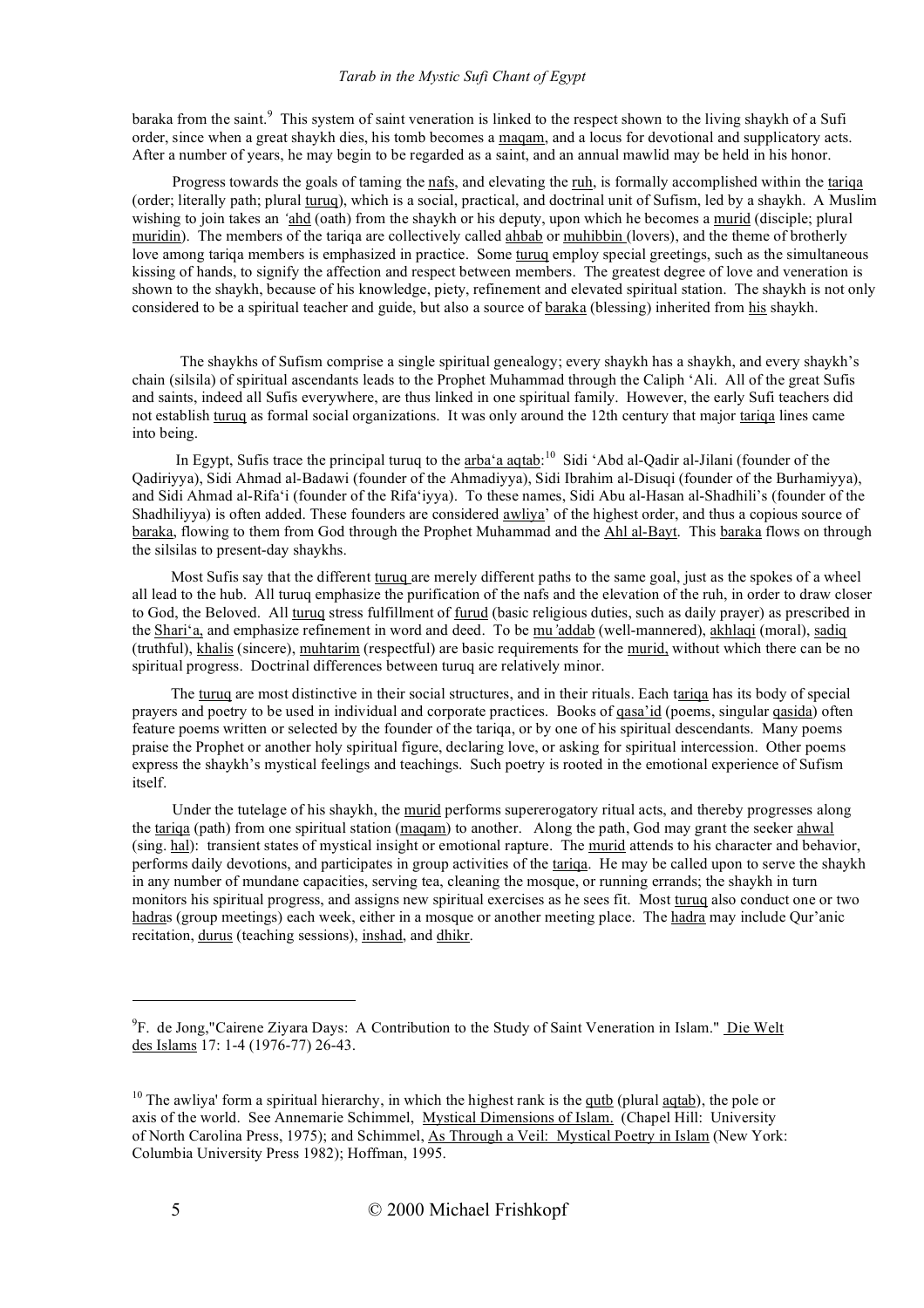baraka from the saint.[9] This system of saint veneration is linked to the respect shown to the living shaykh of a Sufi order, since when a great shaykh dies, his tomb becomes a maqam, and a locus for devotional and supplicatory acts. After a number of years, he may begin to be regarded as a saint, and an annual mawlid may be held in his honor.

Progress towards the goals of taming the nafs, and elevating the ruh, is formally accomplished within the tariqa (order; literally path; plural turuq), which is a social, practical, and doctrinal unit of Sufism, led by a shaykh. A Muslim wishing to join takes an *'ahd* (oath) from the shaykh or his deputy, upon which he becomes a murid (disciple; plural muridin). The members of the tariqa are collectively called ahbab or muhibbin (lovers), and the theme of brotherly love among tariqa members is emphasized in practice. Some turuq employ special greetings, such as the simultaneous kissing of hands, to signify the affection and respect between members. The greatest degree of love and veneration is shown to the shaykh, because of his knowledge, piety, refinement and elevated spiritual station. The shaykh is not only considered to be a spiritual teacher and guide, but also a source of baraka (blessing) inherited from his shaykh.

The shaykhs of Sufism comprise a single spiritual genealogy; every shaykh has a shaykh, and every shaykh's chain (silsila) of spiritual ascendants leads to the Prophet Muhammad through the Caliph 'Ali. All of the great Sufis and saints, indeed all Sufis everywhere, are thus linked in one spiritual family. However, the early Sufi teachers did not establish turuq as formal social organizations. It was only around the 12th century that major tariqa lines came into being.

In Egypt, Sufis trace the principal turuq to the arba'a aqtab:[10] Sidi 'Abd al-Qadir al-Jilani (founder of the Qadiriyya), Sidi Ahmad al-Badawi (founder of the Ahmadiyya), Sidi Ibrahim al-Disuqi (founder of the Burhamiyya), and Sidi Ahmad al-Rifa'i (founder of the Rifa'iyya). To these names, Sidi Abu al-Hasan al-Shadhili's (founder of the Shadhiliyya) is often added. These founders are considered awliya' of the highest order, and thus a copious source of baraka, flowing to them from God through the Prophet Muhammad and the Ahl al-Bayt. This baraka flows on through the silsilas to present-day shaykhs.

Most Sufis say that the different turuq are merely different paths to the same goal, just as the spokes of a wheel all lead to the hub. All turuq emphasize the purification of the nafs and the elevation of the ruh, in order to draw closer to God, the Beloved. All turuq stress fulfillment of furud (basic religious duties, such as daily prayer) as prescribed in the Shari'a, and emphasize refinement in word and deed. To be *mu'addab* (well-mannered), akhlaqi (moral), sadiq (truthful), khalis (sincere), muhtarim (respectful) are basic requirements for the murid, without which there can be no spiritual progress. Doctrinal differences between turuq are relatively minor.

The turuq are most distinctive in their social structures, and in their rituals. Each tariqa has its body of special prayers and poetry to be used in individual and corporate practices. Books of qasa'id (poems, singular qasida) often feature poems written or selected by the founder of the tariqa, or by one of his spiritual descendants. Many poems praise the Prophet or another holy spiritual figure, declaring love, or asking for spiritual intercession. Other poems express the shaykh's mystical feelings and teachings. Such poetry is rooted in the emotional experience of Sufism itself.

Under the tutelage of his shaykh, the murid performs supererogatory ritual acts, and thereby progresses along the tariqa (path) from one spiritual station (maqam) to another. Along the path, God may grant the seeker ahwal (sing. hal): transient states of mystical insight or emotional rapture. The murid attends to his character and behavior, performs daily devotions, and participates in group activities of the tariqa. He may be called upon to serve the shaykh in any number of mundane capacities, serving tea, cleaning the mosque, or running errands; the shaykh in turn monitors his spiritual progress, and assigns new spiritual exercises as he sees fit. Most turuq also conduct one or two hadras (group meetings) each week, either in a mosque or another meeting place. The hadra may include Qur'anic recitation, durus (teaching sessions), inshad, and dhikr.

---

[9] F. de Jong,"Cairene Ziyara Days: A Contribution to the Study of Saint Veneration in Islam." Die Welt des Islams 17: 1-4 (1976-77) 26-43.

[10] The awliya' form a spiritual hierarchy, in which the highest rank is the qutb (plural aqtab), the pole or axis of the world. See Annemarie Schimmel, Mystical Dimensions of Islam. (Chapel Hill: University of North Carolina Press, 1975); and Schimmel, As Through a Veil: Mystical Poetry in Islam (New York: Columbia University Press 1982); Hoffman, 1995.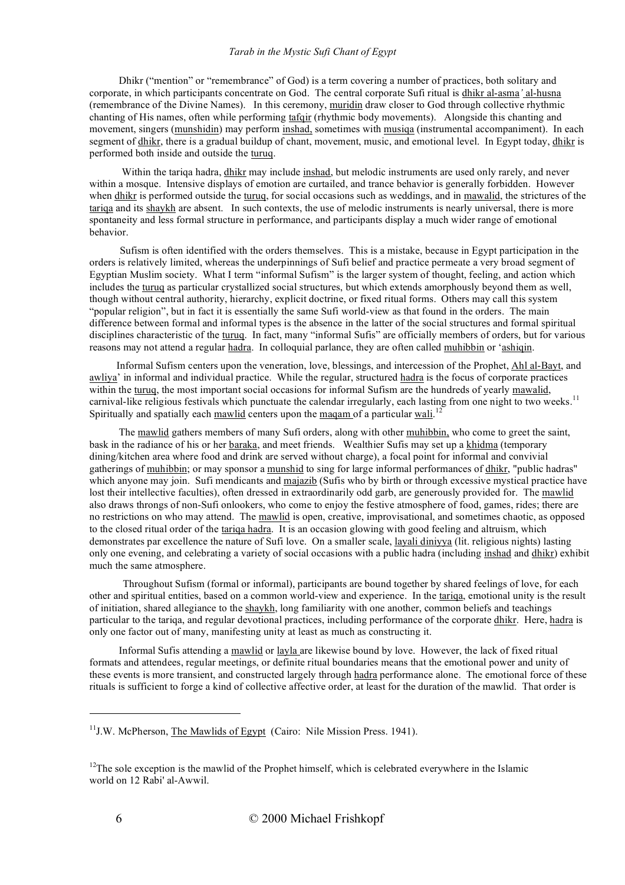Dhikr ("mention" or "remembrance" of God) is a term covering a number of practices, both solitary and corporate, in which participants concentrate on God. The central corporate Sufi ritual is dhikr al-asma*'* al-husna (remembrance of the Divine Names). In this ceremony, muridin draw closer to God through collective rhythmic chanting of His names, often while performing tafqir (rhythmic body movements). Alongside this chanting and movement, singers (munshidin) may perform inshad, sometimes with musiqa (instrumental accompaniment). In each segment of dhikr, there is a gradual buildup of chant, movement, music, and emotional level. In Egypt today, dhikr is performed both inside and outside the turuq.

Within the tariqa hadra, dhikr may include inshad, but melodic instruments are used only rarely, and never within a mosque. Intensive displays of emotion are curtailed, and trance behavior is generally forbidden. However when dhikr is performed outside the turuq, for social occasions such as weddings, and in mawalid, the strictures of the tariqa and its shaykh are absent. In such contexts, the use of melodic instruments is nearly universal, there is more spontaneity and less formal structure in performance, and participants display a much wider range of emotional behavior.

Sufism is often identified with the orders themselves. This is a mistake, because in Egypt participation in the orders is relatively limited, whereas the underpinnings of Sufi belief and practice permeate a very broad segment of Egyptian Muslim society. What I term "informal Sufism" is the larger system of thought, feeling, and action which includes the turuq as particular crystallized social structures, but which extends amorphously beyond them as well, though without central authority, hierarchy, explicit doctrine, or fixed ritual forms. Others may call this system "popular religion", but in fact it is essentially the same Sufi world-view as that found in the orders. The main difference between formal and informal types is the absence in the latter of the social structures and formal spiritual disciplines characteristic of the turuq. In fact, many "informal Sufis" are officially members of orders, but for various reasons may not attend a regular hadra. In colloquial parlance, they are often called muhibbin or 'ashiqin.

Informal Sufism centers upon the veneration, love, blessings, and intercession of the Prophet, Ahl al-Bayt, and awliya' in informal and individual practice. While the regular, structured hadra is the focus of corporate practices within the turuq, the most important social occasions for informal Sufism are the hundreds of yearly mawalid, carnival-like religious festivals which punctuate the calendar irregularly, each lasting from one night to two weeks.[11] Spiritually and spatially each mawlid centers upon the maqam of a particular wali.[12]

The mawlid gathers members of many Sufi orders, along with other muhibbin, who come to greet the saint, bask in the radiance of his or her baraka, and meet friends. Wealthier Sufis may set up a khidma (temporary dining/kitchen area where food and drink are served without charge), a focal point for informal and convivial gatherings of muhibbin; or may sponsor a munshid to sing for large informal performances of dhikr, "public hadras" which anyone may join. Sufi mendicants and majazib (Sufis who by birth or through excessive mystical practice have lost their intellective faculties), often dressed in extraordinarily odd garb, are generously provided for. The mawlid also draws throngs of non-Sufi onlookers, who come to enjoy the festive atmosphere of food, games, rides; there are no restrictions on who may attend. The mawlid is open, creative, improvisational, and sometimes chaotic, as opposed to the closed ritual order of the tariqa hadra. It is an occasion glowing with good feeling and altruism, which demonstrates par excellence the nature of Sufi love. On a smaller scale, layali diniyya (lit. religious nights) lasting only one evening, and celebrating a variety of social occasions with a public hadra (including inshad and dhikr) exhibit much the same atmosphere.

Throughout Sufism (formal or informal), participants are bound together by shared feelings of love, for each other and spiritual entities, based on a common world-view and experience. In the tariqa, emotional unity is the result of initiation, shared allegiance to the shaykh, long familiarity with one another, common beliefs and teachings particular to the tariqa, and regular devotional practices, including performance of the corporate dhikr. Here, hadra is only one factor out of many, manifesting unity at least as much as constructing it.

Informal Sufis attending a mawlid or layla are likewise bound by love. However, the lack of fixed ritual formats and attendees, regular meetings, or definite ritual boundaries means that the emotional power and unity of these events is more transient, and constructed largely through hadra performance alone. The emotional force of these rituals is sufficient to forge a kind of collective affective order, at least for the duration of the mawlid. That order is

---

[11] J.W. McPherson, The Mawlids of Egypt (Cairo: Nile Mission Press. 1941).

[12] The sole exception is the mawlid of the Prophet himself, which is celebrated everywhere in the Islamic world on 12 Rabi' al-Awwil.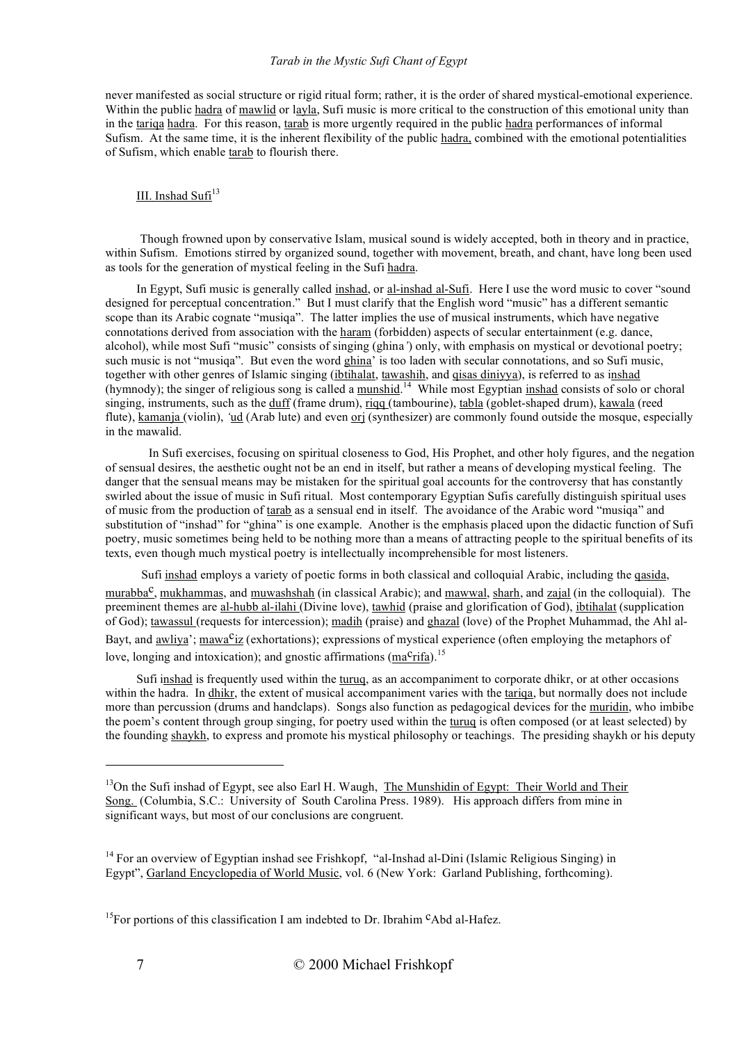never manifested as social structure or rigid ritual form; rather, it is the order of shared mystical-emotional experience. Within the public hadra of mawlid or layla, Sufi music is more critical to the construction of this emotional unity than in the tariqa hadra. For this reason, tarab is more urgently required in the public hadra performances of informal Sufism. At the same time, it is the inherent flexibility of the public hadra, combined with the emotional potentialities of Sufism, which enable tarab to flourish there.

## III. Inshad Sufi[13]

Though frowned upon by conservative Islam, musical sound is widely accepted, both in theory and in practice, within Sufism. Emotions stirred by organized sound, together with movement, breath, and chant, have long been used as tools for the generation of mystical feeling in the Sufi hadra.

In Egypt, Sufi music is generally called inshad, or al-inshad al-Sufi. Here I use the word music to cover "sound designed for perceptual concentration." But I must clarify that the English word "music" has a different semantic scope than its Arabic cognate "musiqa". The latter implies the use of musical instruments, which have negative connotations derived from association with the haram (forbidden) aspects of secular entertainment (e.g. dance, alcohol), while most Sufi "music" consists of singing (ghina') only, with emphasis on mystical or devotional poetry; such music is not "musiqa". But even the word ghina' is too laden with secular connotations, and so Sufi music, together with other genres of Islamic singing (ibtihalat, tawashih, and qisas diniyya), is referred to as inshad (hymnody); the singer of religious song is called a munshid.[14] While most Egyptian inshad consists of solo or choral singing, instruments, such as the duff (frame drum), riqq (tambourine), tabla (goblet-shaped drum), kawala (reed flute), kamanja (violin), 'ud (Arab lute) and even orj (synthesizer) are commonly found outside the mosque, especially in the mawalid.

In Sufi exercises, focusing on spiritual closeness to God, His Prophet, and other holy figures, and the negation of sensual desires, the aesthetic ought not be an end in itself, but rather a means of developing mystical feeling. The danger that the sensual means may be mistaken for the spiritual goal accounts for the controversy that has constantly swirled about the issue of music in Sufi ritual. Most contemporary Egyptian Sufis carefully distinguish spiritual uses of music from the production of tarab as a sensual end in itself. The avoidance of the Arabic word "musiqa" and substitution of "inshad" for "ghina" is one example. Another is the emphasis placed upon the didactic function of Sufi poetry, music sometimes being held to be nothing more than a means of attracting people to the spiritual benefits of its texts, even though much mystical poetry is intellectually incomprehensible for most listeners.

Sufi inshad employs a variety of poetic forms in both classical and colloquial Arabic, including the qasida, murabba$^{c}$, mukhammas, and muwashshah (in classical Arabic); and mawwal, sharh, and zajal (in the colloquial). The preeminent themes are al-hubb al-ilahi (Divine love), tawhid (praise and glorification of God), ibtihalat (supplication of God); tawassul (requests for intercession); madih (praise) and ghazal (love) of the Prophet Muhammad, the Ahl al-Bayt, and awliya'; mawa$^{c}$iz (exhortations); expressions of mystical experience (often employing the metaphors of love, longing and intoxication); and gnostic affirmations (ma$^{c}$rifa).[15]

Sufi inshad is frequently used within the turuq, as an accompaniment to corporate dhikr, or at other occasions within the hadra. In dhikr, the extent of musical accompaniment varies with the tariqa, but normally does not include more than percussion (drums and handclaps). Songs also function as pedagogical devices for the muridin, who imbibe the poem's content through group singing, for poetry used within the turuq is often composed (or at least selected) by the founding shaykh, to express and promote his mystical philosophy or teachings. The presiding shaykh or his deputy

---

[13] On the Sufi inshad of Egypt, see also Earl H. Waugh, The Munshidin of Egypt: Their World and Their Song. (Columbia, S.C.: University of South Carolina Press. 1989). His approach differs from mine in significant ways, but most of our conclusions are congruent.

[14] For an overview of Egyptian inshad see Frishkopf, "al-Inshad al-Dini (Islamic Religious Singing) in Egypt", Garland Encyclopedia of World Music, vol. 6 (New York: Garland Publishing, forthcoming).

[15] For portions of this classification I am indebted to Dr. Ibrahim $^{c}$Abd al-Hafez.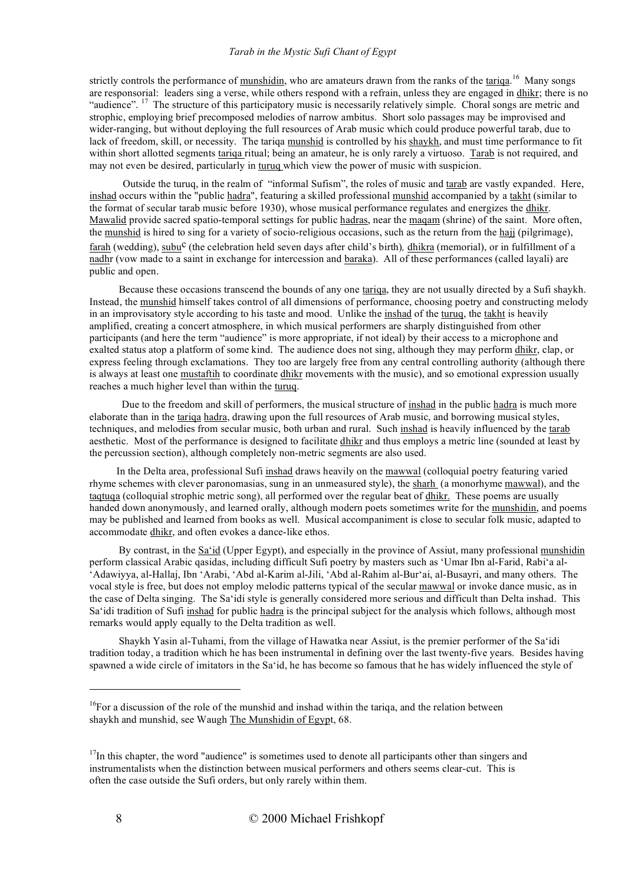strictly controls the performance of munshidin, who are amateurs drawn from the ranks of the tariqa.[16] Many songs are responsorial: leaders sing a verse, while others respond with a refrain, unless they are engaged in dhikr; there is no "audience".[17] The structure of this participatory music is necessarily relatively simple. Choral songs are metric and strophic, employing brief precomposed melodies of narrow ambitus. Short solo passages may be improvised and wider-ranging, but without deploying the full resources of Arab music which could produce powerful tarab, due to lack of freedom, skill, or necessity. The tariqa munshid is controlled by his shaykh, and must time performance to fit within short allotted segments tariqa ritual; being an amateur, he is only rarely a virtuoso. Tarab is not required, and may not even be desired, particularly in turuq which view the power of music with suspicion.

Outside the turuq, in the realm of "informal Sufism", the roles of music and tarab are vastly expanded. Here, inshad occurs within the "public hadra", featuring a skilled professional munshid accompanied by a takht (similar to the format of secular tarab music before 1930), whose musical performance regulates and energizes the dhikr. Mawalid provide sacred spatio-temporal settings for public hadras, near the maqam (shrine) of the saint. More often, the munshid is hired to sing for a variety of socio-religious occasions, such as the return from the hajj (pilgrimage), farah (wedding), subu[c] (the celebration held seven days after child's birth), dhikra (memorial), or in fulfillment of a nadhr (vow made to a saint in exchange for intercession and baraka). All of these performances (called layali) are public and open.

Because these occasions transcend the bounds of any one tariqa, they are not usually directed by a Sufi shaykh. Instead, the munshid himself takes control of all dimensions of performance, choosing poetry and constructing melody in an improvisatory style according to his taste and mood. Unlike the inshad of the turuq, the takht is heavily amplified, creating a concert atmosphere, in which musical performers are sharply distinguished from other participants (and here the term "audience" is more appropriate, if not ideal) by their access to a microphone and exalted status atop a platform of some kind. The audience does not sing, although they may perform dhikr, clap, or express feeling through exclamations. They too are largely free from any central controlling authority (although there is always at least one mustaftih to coordinate dhikr movements with the music), and so emotional expression usually reaches a much higher level than within the turuq.

Due to the freedom and skill of performers, the musical structure of inshad in the public hadra is much more elaborate than in the tariqa hadra, drawing upon the full resources of Arab music, and borrowing musical styles, techniques, and melodies from secular music, both urban and rural. Such inshad is heavily influenced by the tarab aesthetic. Most of the performance is designed to facilitate dhikr and thus employs a metric line (sounded at least by the percussion section), although completely non-metric segments are also used.

In the Delta area, professional Sufi inshad draws heavily on the mawwal (colloquial poetry featuring varied rhyme schemes with clever paronomasias, sung in an unmeasured style), the sharh (a monorhyme mawwal), and the taqtuqa (colloquial strophic metric song), all performed over the regular beat of dhikr. These poems are usually handed down anonymously, and learned orally, although modern poets sometimes write for the munshidin, and poems may be published and learned from books as well. Musical accompaniment is close to secular folk music, adapted to accommodate dhikr, and often evokes a dance-like ethos.

By contrast, in the Sa'id (Upper Egypt), and especially in the province of Assiut, many professional munshidin perform classical Arabic qasidas, including difficult Sufi poetry by masters such as 'Umar Ibn al-Farid, Rabi'a al-'Adawiyya, al-Hallaj, Ibn 'Arabi, 'Abd al-Karim al-Jili, 'Abd al-Rahim al-Bur'ai, al-Busayri, and many others. The vocal style is free, but does not employ melodic patterns typical of the secular mawwal or invoke dance music, as in the case of Delta singing. The Sa'idi style is generally considered more serious and difficult than Delta inshad. This Sa'idi tradition of Sufi inshad for public hadra is the principal subject for the analysis which follows, although most remarks would apply equally to the Delta tradition as well.

Shaykh Yasin al-Tuhami, from the village of Hawatka near Assiut, is the premier performer of the Sa'idi tradition today, a tradition which he has been instrumental in defining over the last twenty-five years. Besides having spawned a wide circle of imitators in the Sa'id, he has become so famous that he has widely influenced the style of

[16] For a discussion of the role of the munshid and inshad within the tariqa, and the relation between shaykh and munshid, see Waugh The Munshidin of Egypt, 68.

[17] In this chapter, the word "audience" is sometimes used to denote all participants other than singers and instrumentalists when the distinction between musical performers and others seems clear-cut. This is often the case outside the Sufi orders, but only rarely within them.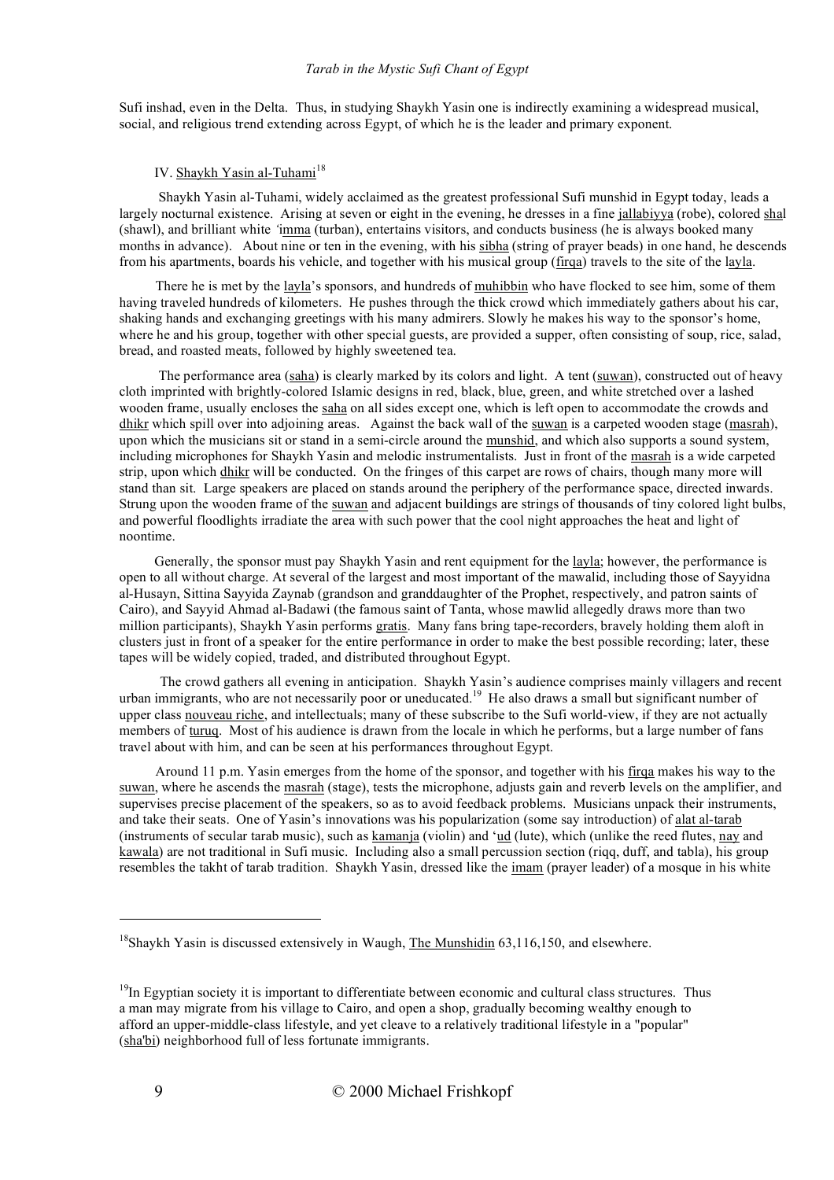Sufi inshad, even in the Delta. Thus, in studying Shaykh Yasin one is indirectly examining a widespread musical, social, and religious trend extending across Egypt, of which he is the leader and primary exponent.

## IV. Shaykh Yasin al-Tuhami[18]

Shaykh Yasin al-Tuhami, widely acclaimed as the greatest professional Sufi munshid in Egypt today, leads a largely nocturnal existence. Arising at seven or eight in the evening, he dresses in a fine jallabiyya (robe), colored shal (shawl), and brilliant white ʻimma (turban), entertains visitors, and conducts business (he is always booked many months in advance). About nine or ten in the evening, with his sibha (string of prayer beads) in one hand, he descends from his apartments, boards his vehicle, and together with his musical group (firqa) travels to the site of the layla.

There he is met by the layla's sponsors, and hundreds of muhibbin who have flocked to see him, some of them having traveled hundreds of kilometers. He pushes through the thick crowd which immediately gathers about his car, shaking hands and exchanging greetings with his many admirers. Slowly he makes his way to the sponsor's home, where he and his group, together with other special guests, are provided a supper, often consisting of soup, rice, salad, bread, and roasted meats, followed by highly sweetened tea.

The performance area (saha) is clearly marked by its colors and light. A tent (suwan), constructed out of heavy cloth imprinted with brightly-colored Islamic designs in red, black, blue, green, and white stretched over a lashed wooden frame, usually encloses the saha on all sides except one, which is left open to accommodate the crowds and dhikr which spill over into adjoining areas. Against the back wall of the suwan is a carpeted wooden stage (masrah), upon which the musicians sit or stand in a semi-circle around the munshid, and which also supports a sound system, including microphones for Shaykh Yasin and melodic instrumentalists. Just in front of the masrah is a wide carpeted strip, upon which dhikr will be conducted. On the fringes of this carpet are rows of chairs, though many more will stand than sit. Large speakers are placed on stands around the periphery of the performance space, directed inwards. Strung upon the wooden frame of the suwan and adjacent buildings are strings of thousands of tiny colored light bulbs, and powerful floodlights irradiate the area with such power that the cool night approaches the heat and light of noontime.

Generally, the sponsor must pay Shaykh Yasin and rent equipment for the layla; however, the performance is open to all without charge. At several of the largest and most important of the mawalid, including those of Sayyidna al-Husayn, Sittina Sayyida Zaynab (grandson and granddaughter of the Prophet, respectively, and patron saints of Cairo), and Sayyid Ahmad al-Badawi (the famous saint of Tanta, whose mawlid allegedly draws more than two million participants), Shaykh Yasin performs gratis. Many fans bring tape-recorders, bravely holding them aloft in clusters just in front of a speaker for the entire performance in order to make the best possible recording; later, these tapes will be widely copied, traded, and distributed throughout Egypt.

The crowd gathers all evening in anticipation. Shaykh Yasin's audience comprises mainly villagers and recent urban immigrants, who are not necessarily poor or uneducated.[19] He also draws a small but significant number of upper class nouveau riche, and intellectuals; many of these subscribe to the Sufi world-view, if they are not actually members of turuq. Most of his audience is drawn from the locale in which he performs, but a large number of fans travel about with him, and can be seen at his performances throughout Egypt.

Around 11 p.m. Yasin emerges from the home of the sponsor, and together with his firqa makes his way to the suwan, where he ascends the masrah (stage), tests the microphone, adjusts gain and reverb levels on the amplifier, and supervises precise placement of the speakers, so as to avoid feedback problems. Musicians unpack their instruments, and take their seats. One of Yasin's innovations was his popularization (some say introduction) of alat al-tarab (instruments of secular tarab music), such as kamanja (violin) and ʻud (lute), which (unlike the reed flutes, nay and kawala) are not traditional in Sufi music. Including also a small percussion section (riqq, duff, and tabla), his group resembles the takht of tarab tradition. Shaykh Yasin, dressed like the imam (prayer leader) of a mosque in his white

---

[18] Shaykh Yasin is discussed extensively in Waugh, The Munshidin 63,116,150, and elsewhere.

[19] In Egyptian society it is important to differentiate between economic and cultural class structures. Thus a man may migrate from his village to Cairo, and open a shop, gradually becoming wealthy enough to afford an upper-middle-class lifestyle, and yet cleave to a relatively traditional lifestyle in a "popular" (sha'bi) neighborhood full of less fortunate immigrants.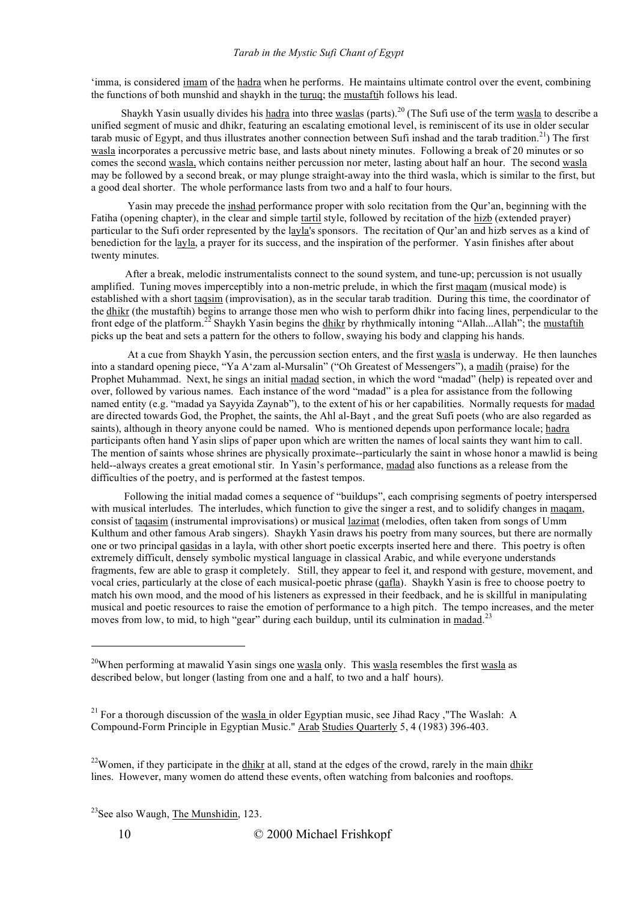'imma, is considered imam of the hadra when he performs. He maintains ultimate control over the event, combining the functions of both munshid and shaykh in the turuq; the mustaftih follows his lead.

Shaykh Yasin usually divides his hadra into three waslas (parts).[20] (The Sufi use of the term wasla to describe a unified segment of music and dhikr, featuring an escalating emotional level, is reminiscent of its use in older secular tarab music of Egypt, and thus illustrates another connection between Sufi inshad and the tarab tradition.[21]) The first wasla incorporates a percussive metric base, and lasts about ninety minutes. Following a break of 20 minutes or so comes the second wasla, which contains neither percussion nor meter, lasting about half an hour. The second wasla may be followed by a second break, or may plunge straight-away into the third wasla, which is similar to the first, but a good deal shorter. The whole performance lasts from two and a half to four hours.

Yasin may precede the inshad performance proper with solo recitation from the Qur'an, beginning with the Fatiha (opening chapter), in the clear and simple tartil style, followed by recitation of the hizb (extended prayer) particular to the Sufi order represented by the layla's sponsors. The recitation of Qur'an and hizb serves as a kind of benediction for the layla, a prayer for its success, and the inspiration of the performer. Yasin finishes after about twenty minutes.

After a break, melodic instrumentalists connect to the sound system, and tune-up; percussion is not usually amplified. Tuning moves imperceptibly into a non-metric prelude, in which the first maqam (musical mode) is established with a short taqsim (improvisation), as in the secular tarab tradition. During this time, the coordinator of the dhikr (the mustaftih) begins to arrange those men who wish to perform dhikr into facing lines, perpendicular to the front edge of the platform.[22] Shaykh Yasin begins the dhikr by rhythmically intoning "Allah...Allah"; the mustaftih picks up the beat and sets a pattern for the others to follow, swaying his body and clapping his hands.

At a cue from Shaykh Yasin, the percussion section enters, and the first wasla is underway. He then launches into a standard opening piece, "Ya A'zam al-Mursalin" ("Oh Greatest of Messengers"), a madih (praise) for the Prophet Muhammad. Next, he sings an initial madad section, in which the word "madad" (help) is repeated over and over, followed by various names. Each instance of the word "madad" is a plea for assistance from the following named entity (e.g. "madad ya Sayyida Zaynab"), to the extent of his or her capabilities. Normally requests for madad are directed towards God, the Prophet, the saints, the Ahl al-Bayt , and the great Sufi poets (who are also regarded as saints), although in theory anyone could be named. Who is mentioned depends upon performance locale; hadra participants often hand Yasin slips of paper upon which are written the names of local saints they want him to call. The mention of saints whose shrines are physically proximate--particularly the saint in whose honor a mawlid is being held--always creates a great emotional stir. In Yasin's performance, madad also functions as a release from the difficulties of the poetry, and is performed at the fastest tempos.

Following the initial madad comes a sequence of "buildups", each comprising segments of poetry interspersed with musical interludes. The interludes, which function to give the singer a rest, and to solidify changes in maqam, consist of taqasim (instrumental improvisations) or musical lazimat (melodies, often taken from songs of Umm Kulthum and other famous Arab singers). Shaykh Yasin draws his poetry from many sources, but there are normally one or two principal qasidas in a layla, with other short poetic excerpts inserted here and there. This poetry is often extremely difficult, densely symbolic mystical language in classical Arabic, and while everyone understands fragments, few are able to grasp it completely. Still, they appear to feel it, and respond with gesture, movement, and vocal cries, particularly at the close of each musical-poetic phrase (qafla). Shaykh Yasin is free to choose poetry to match his own mood, and the mood of his listeners as expressed in their feedback, and he is skillful in manipulating musical and poetic resources to raise the emotion of performance to a high pitch. The tempo increases, and the meter moves from low, to mid, to high "gear" during each buildup, until its culmination in madad.[23]

---

[20] When performing at mawalid Yasin sings one wasla only. This wasla resembles the first wasla as described below, but longer (lasting from one and a half, to two and a half hours).

[21] For a thorough discussion of the wasla in older Egyptian music, see Jihad Racy ,"The Waslah: A Compound-Form Principle in Egyptian Music." Arab Studies Quarterly 5, 4 (1983) 396-403.

[22] Women, if they participate in the dhikr at all, stand at the edges of the crowd, rarely in the main dhikr lines. However, many women do attend these events, often watching from balconies and rooftops.

[23] See also Waugh, The Munshidin, 123.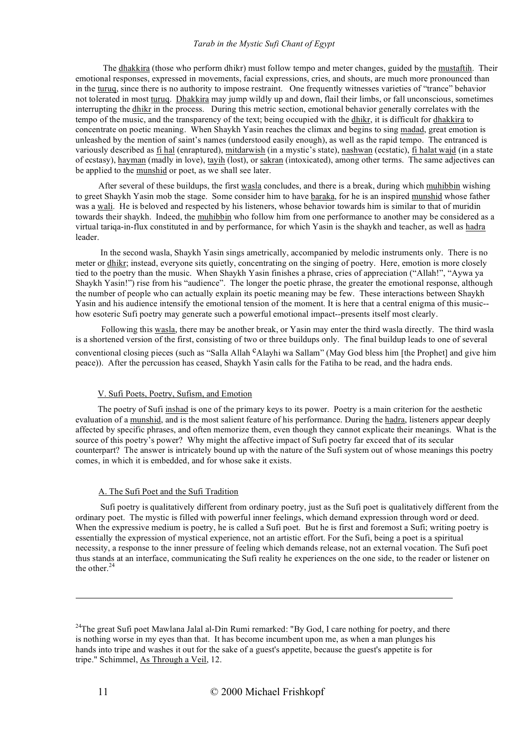The dhakkira (those who perform dhikr) must follow tempo and meter changes, guided by the mustaftih. Their emotional responses, expressed in movements, facial expressions, cries, and shouts, are much more pronounced than in the turuq, since there is no authority to impose restraint. One frequently witnesses varieties of "trance" behavior not tolerated in most turuq. Dhakkira may jump wildly up and down, flail their limbs, or fall unconscious, sometimes interrupting the dhikr in the process. During this metric section, emotional behavior generally correlates with the tempo of the music, and the transparency of the text; being occupied with the dhikr, it is difficult for dhakkira to concentrate on poetic meaning. When Shaykh Yasin reaches the climax and begins to sing madad, great emotion is unleashed by the mention of saint's names (understood easily enough), as well as the rapid tempo. The entranced is variously described as fi hal (enraptured), mitdarwish (in a mystic's state), nashwan (ecstatic), fi halat wajd (in a state of ecstasy), hayman (madly in love), tayih (lost), or sakran (intoxicated), among other terms. The same adjectives can be applied to the munshid or poet, as we shall see later.

After several of these buildups, the first wasla concludes, and there is a break, during which muhibbin wishing to greet Shaykh Yasin mob the stage. Some consider him to have baraka, for he is an inspired munshid whose father was a wali. He is beloved and respected by his listeners, whose behavior towards him is similar to that of muridin towards their shaykh. Indeed, the muhibbin who follow him from one performance to another may be considered as a virtual tariqa-in-flux constituted in and by performance, for which Yasin is the shaykh and teacher, as well as hadra leader.

In the second wasla, Shaykh Yasin sings ametrically, accompanied by melodic instruments only. There is no meter or dhikr; instead, everyone sits quietly, concentrating on the singing of poetry. Here, emotion is more closely tied to the poetry than the music. When Shaykh Yasin finishes a phrase, cries of appreciation ("Allah!", "Aywa ya Shaykh Yasin!") rise from his "audience". The longer the poetic phrase, the greater the emotional response, although the number of people who can actually explain its poetic meaning may be few. These interactions between Shaykh Yasin and his audience intensify the emotional tension of the moment. It is here that a central enigma of this music--how esoteric Sufi poetry may generate such a powerful emotional impact--presents itself most clearly.

Following this wasla, there may be another break, or Yasin may enter the third wasla directly. The third wasla is a shortened version of the first, consisting of two or three buildups only. The final buildup leads to one of several conventional closing pieces (such as "Salla Allah ᶜAlayhi wa Sallam" (May God bless him [the Prophet] and give him peace)). After the percussion has ceased, Shaykh Yasin calls for the Fatiha to be read, and the hadra ends.

## V. Sufi Poets, Poetry, Sufism, and Emotion

The poetry of Sufi inshad is one of the primary keys to its power. Poetry is a main criterion for the aesthetic evaluation of a munshid, and is the most salient feature of his performance. During the hadra, listeners appear deeply affected by specific phrases, and often memorize them, even though they cannot explicate their meanings. What is the source of this poetry's power? Why might the affective impact of Sufi poetry far exceed that of its secular counterpart? The answer is intricately bound up with the nature of the Sufi system out of whose meanings this poetry comes, in which it is embedded, and for whose sake it exists.

### A. The Sufi Poet and the Sufi Tradition

Sufi poetry is qualitatively different from ordinary poetry, just as the Sufi poet is qualitatively different from the ordinary poet. The mystic is filled with powerful inner feelings, which demand expression through word or deed. When the expressive medium is poetry, he is called a Sufi poet. But he is first and foremost a Sufi; writing poetry is essentially the expression of mystical experience, not an artistic effort. For the Sufi, being a poet is a spiritual necessity, a response to the inner pressure of feeling which demands release, not an external vocation. The Sufi poet thus stands at an interface, communicating the Sufi reality he experiences on the one side, to the reader or listener on the other.[24]

---

[24]The great Sufi poet Mawlana Jalal al-Din Rumi remarked: "By God, I care nothing for poetry, and there is nothing worse in my eyes than that. It has become incumbent upon me, as when a man plunges his hands into tripe and washes it out for the sake of a guest's appetite, because the guest's appetite is for tripe." Schimmel, As Through a Veil, 12.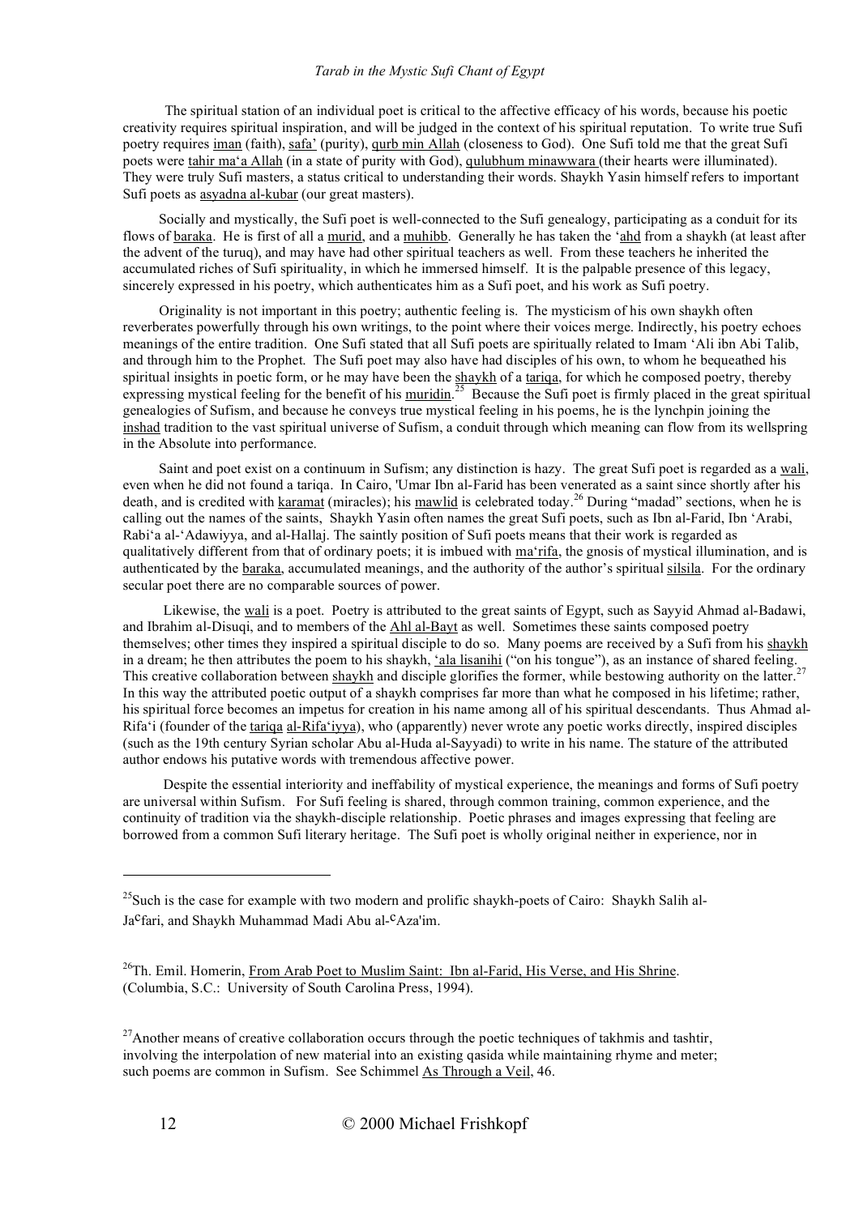The spiritual station of an individual poet is critical to the affective efficacy of his words, because his poetic creativity requires spiritual inspiration, and will be judged in the context of his spiritual reputation. To write true Sufi poetry requires iman (faith), safa' (purity), qurb min Allah (closeness to God). One Sufi told me that the great Sufi poets were tahir ma'a Allah (in a state of purity with God), qulubhum minawwara (their hearts were illuminated). They were truly Sufi masters, a status critical to understanding their words. Shaykh Yasin himself refers to important Sufi poets as asyadna al-kubar (our great masters).

Socially and mystically, the Sufi poet is well-connected to the Sufi genealogy, participating as a conduit for its flows of baraka. He is first of all a murid, and a muhibb. Generally he has taken the 'ahd from a shaykh (at least after the advent of the turuq), and may have had other spiritual teachers as well. From these teachers he inherited the accumulated riches of Sufi spirituality, in which he immersed himself. It is the palpable presence of this legacy, sincerely expressed in his poetry, which authenticates him as a Sufi poet, and his work as Sufi poetry.

Originality is not important in this poetry; authentic feeling is. The mysticism of his own shaykh often reverberates powerfully through his own writings, to the point where their voices merge. Indirectly, his poetry echoes meanings of the entire tradition. One Sufi stated that all Sufi poets are spiritually related to Imam 'Ali ibn Abi Talib, and through him to the Prophet. The Sufi poet may also have had disciples of his own, to whom he bequeathed his spiritual insights in poetic form, or he may have been the shaykh of a tariqa, for which he composed poetry, thereby expressing mystical feeling for the benefit of his muridin.[25] Because the Sufi poet is firmly placed in the great spiritual genealogies of Sufism, and because he conveys true mystical feeling in his poems, he is the lynchpin joining the inshad tradition to the vast spiritual universe of Sufism, a conduit through which meaning can flow from its wellspring in the Absolute into performance.

Saint and poet exist on a continuum in Sufism; any distinction is hazy. The great Sufi poet is regarded as a wali, even when he did not found a tariqa. In Cairo, 'Umar Ibn al-Farid has been venerated as a saint since shortly after his death, and is credited with karamat (miracles); his mawlid is celebrated today.[26] During "madad" sections, when he is calling out the names of the saints, Shaykh Yasin often names the great Sufi poets, such as Ibn al-Farid, Ibn 'Arabi, Rabi'a al-'Adawiyya, and al-Hallaj. The saintly position of Sufi poets means that their work is regarded as qualitatively different from that of ordinary poets; it is imbued with ma'rifa, the gnosis of mystical illumination, and is authenticated by the baraka, accumulated meanings, and the authority of the author's spiritual silsila. For the ordinary secular poet there are no comparable sources of power.

Likewise, the wali is a poet. Poetry is attributed to the great saints of Egypt, such as Sayyid Ahmad al-Badawi, and Ibrahim al-Disuqi, and to members of the Ahl al-Bayt as well. Sometimes these saints composed poetry themselves; other times they inspired a spiritual disciple to do so. Many poems are received by a Sufi from his shaykh in a dream; he then attributes the poem to his shaykh, 'ala lisanihi ("on his tongue"), as an instance of shared feeling. This creative collaboration between shaykh and disciple glorifies the former, while bestowing authority on the latter.[27] In this way the attributed poetic output of a shaykh comprises far more than what he composed in his lifetime; rather, his spiritual force becomes an impetus for creation in his name among all of his spiritual descendants. Thus Ahmad al-Rifa'i (founder of the tariqa al-Rifa'iyya), who (apparently) never wrote any poetic works directly, inspired disciples (such as the 19th century Syrian scholar Abu al-Huda al-Sayyadi) to write in his name. The stature of the attributed author endows his putative words with tremendous affective power.

Despite the essential interiority and ineffability of mystical experience, the meanings and forms of Sufi poetry are universal within Sufism. For Sufi feeling is shared, through common training, common experience, and the continuity of tradition via the shaykh-disciple relationship. Poetic phrases and images expressing that feeling are borrowed from a common Sufi literary heritage. The Sufi poet is wholly original neither in experience, nor in

---

[25] Such is the case for example with two modern and prolific shaykh-poets of Cairo: Shaykh Salih al-Ja'fari, and Shaykh Muhammad Madi Abu al-'Aza'im.

[26] Th. Emil. Homerin, From Arab Poet to Muslim Saint: Ibn al-Farid, His Verse, and His Shrine. (Columbia, S.C.: University of South Carolina Press, 1994).

[27] Another means of creative collaboration occurs through the poetic techniques of takhmis and tashtir, involving the interpolation of new material into an existing qasida while maintaining rhyme and meter; such poems are common in Sufism. See Schimmel As Through a Veil, 46.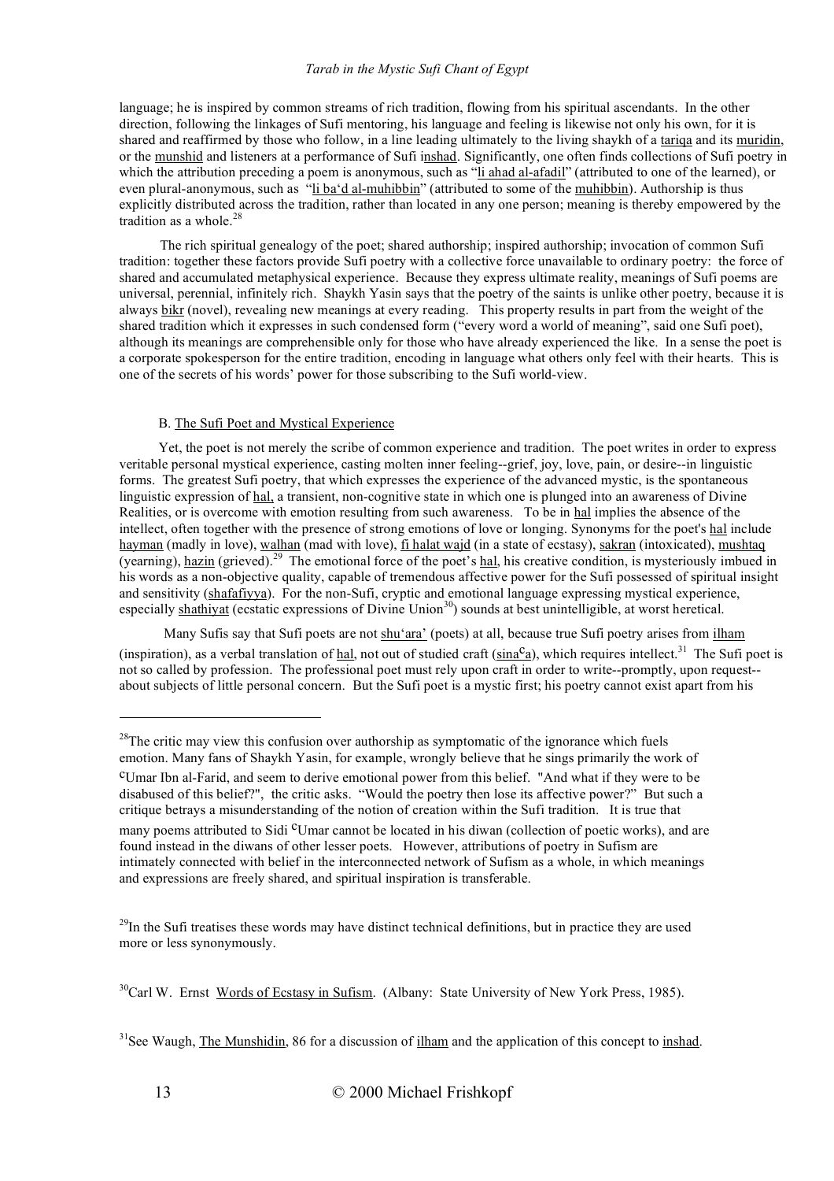language; he is inspired by common streams of rich tradition, flowing from his spiritual ascendants. In the other direction, following the linkages of Sufi mentoring, his language and feeling is likewise not only his own, for it is shared and reaffirmed by those who follow, in a line leading ultimately to the living shaykh of a tariqa and its muridin, or the munshid and listeners at a performance of Sufi inshad. Significantly, one often finds collections of Sufi poetry in which the attribution preceding a poem is anonymous, such as "li ahad al-afadil" (attributed to one of the learned), or even plural-anonymous, such as "li ba'd al-muhibbin" (attributed to some of the muhibbin). Authorship is thus explicitly distributed across the tradition, rather than located in any one person; meaning is thereby empowered by the tradition as a whole.[28]

The rich spiritual genealogy of the poet; shared authorship; inspired authorship; invocation of common Sufi tradition: together these factors provide Sufi poetry with a collective force unavailable to ordinary poetry: the force of shared and accumulated metaphysical experience. Because they express ultimate reality, meanings of Sufi poems are universal, perennial, infinitely rich. Shaykh Yasin says that the poetry of the saints is unlike other poetry, because it is always bikr (novel), revealing new meanings at every reading. This property results in part from the weight of the shared tradition which it expresses in such condensed form ("every word a world of meaning", said one Sufi poet), although its meanings are comprehensible only for those who have already experienced the like. In a sense the poet is a corporate spokesperson for the entire tradition, encoding in language what others only feel with their hearts. This is one of the secrets of his words' power for those subscribing to the Sufi world-view.

### B. The Sufi Poet and Mystical Experience

Yet, the poet is not merely the scribe of common experience and tradition. The poet writes in order to express veritable personal mystical experience, casting molten inner feeling--grief, joy, love, pain, or desire--in linguistic forms. The greatest Sufi poetry, that which expresses the experience of the advanced mystic, is the spontaneous linguistic expression of hal, a transient, non-cognitive state in which one is plunged into an awareness of Divine Realities, or is overcome with emotion resulting from such awareness. To be in hal implies the absence of the intellect, often together with the presence of strong emotions of love or longing. Synonyms for the poet's hal include hayman (madly in love), walhan (mad with love), fi halat wajd (in a state of ecstasy), sakran (intoxicated), mushtaq (yearning), hazin (grieved).[29] The emotional force of the poet's hal, his creative condition, is mysteriously imbued in his words as a non-objective quality, capable of tremendous affective power for the Sufi possessed of spiritual insight and sensitivity (shafafiyya). For the non-Sufi, cryptic and emotional language expressing mystical experience, especially shathiyat (ecstatic expressions of Divine Union[30]) sounds at best unintelligible, at worst heretical.

Many Sufis say that Sufi poets are not shu'ara' (poets) at all, because true Sufi poetry arises from ilham (inspiration), as a verbal translation of hal, not out of studied craft (sina<sup>c</sup>a), which requires intellect.[31] The Sufi poet is not so called by profession. The professional poet must rely upon craft in order to write--promptly, upon request--about subjects of little personal concern. But the Sufi poet is a mystic first; his poetry cannot exist apart from his

---

[28] The critic may view this confusion over authorship as symptomatic of the ignorance which fuels emotion. Many fans of Shaykh Yasin, for example, wrongly believe that he sings primarily the work of ᶜUmar Ibn al-Farid, and seem to derive emotional power from this belief. "And what if they were to be disabused of this belief?", the critic asks. "Would the poetry then lose its affective power?" But such a critique betrays a misunderstanding of the notion of creation within the Sufi tradition. It is true that many poems attributed to Sidi ᶜUmar cannot be located in his diwan (collection of poetic works), and are found instead in the diwans of other lesser poets. However, attributions of poetry in Sufism are intimately connected with belief in the interconnected network of Sufism as a whole, in which meanings and expressions are freely shared, and spiritual inspiration is transferable.

[29] In the Sufi treatises these words may have distinct technical definitions, but in practice they are used more or less synonymously.

[30] Carl W. Ernst Words of Ecstasy in Sufism. (Albany: State University of New York Press, 1985).

[31] See Waugh, The Munshidin, 86 for a discussion of ilham and the application of this concept to inshad.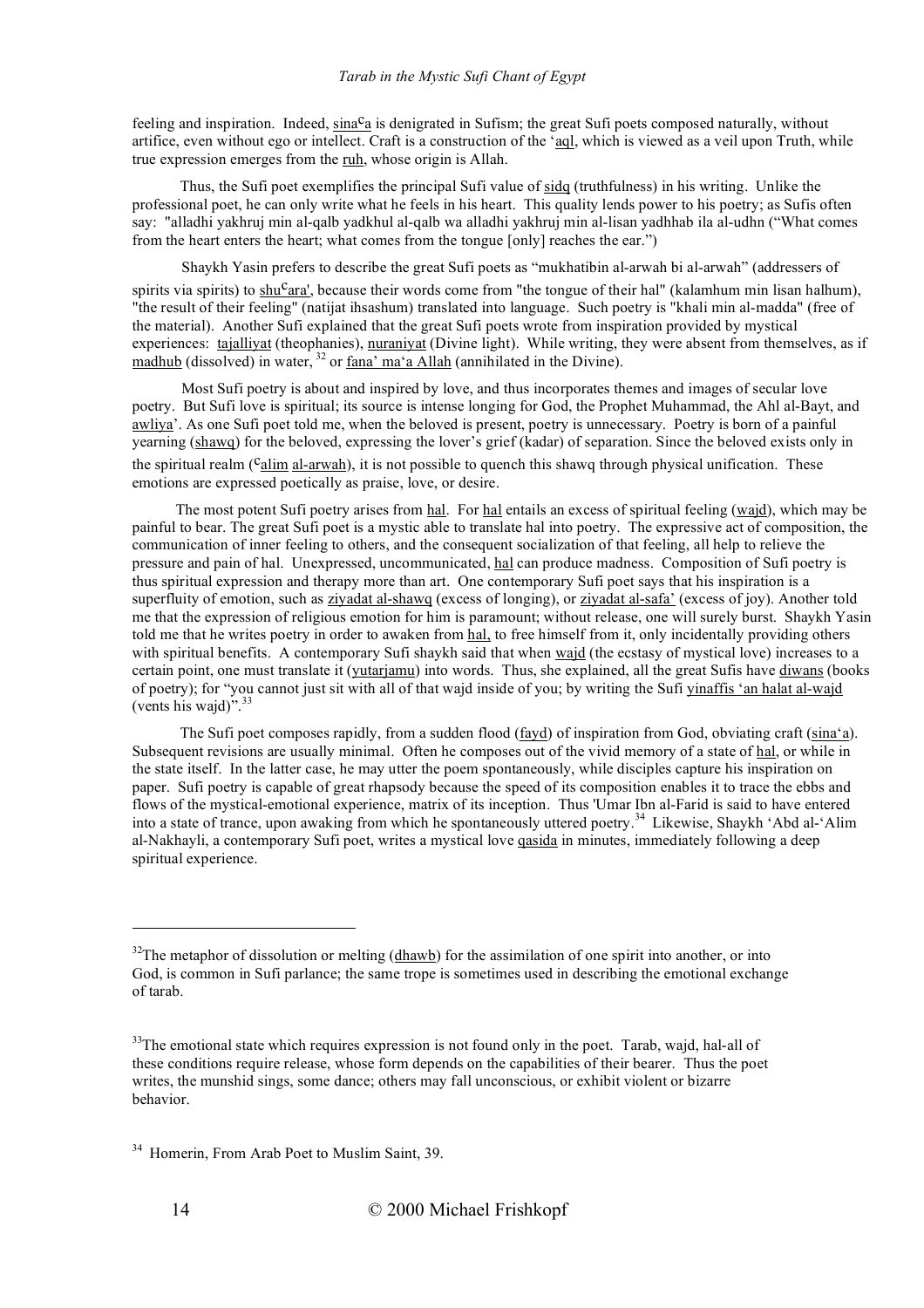feeling and inspiration. Indeed, sina[c]a is denigrated in Sufism; the great Sufi poets composed naturally, without artifice, even without ego or intellect. Craft is a construction of the ‘aql, which is viewed as a veil upon Truth, while true expression emerges from the ruh, whose origin is Allah.

Thus, the Sufi poet exemplifies the principal Sufi value of sidq (truthfulness) in his writing. Unlike the professional poet, he can only write what he feels in his heart. This quality lends power to his poetry; as Sufis often say: "alladhi yakhruj min al-qalb yadkhul al-qalb wa alladhi yakhruj min al-lisan yadhhab ila al-udhn (“What comes from the heart enters the heart; what comes from the tongue [only] reaches the ear.”)

Shaykh Yasin prefers to describe the great Sufi poets as “mukhatibin al-arwah bi al-arwah” (addressers of spirits via spirits) to shu[c]ara', because their words come from "the tongue of their hal" (kalamhum min lisan halhum), "the result of their feeling" (natijat ihsashum) translated into language. Such poetry is "khali min al-madda" (free of the material). Another Sufi explained that the great Sufi poets wrote from inspiration provided by mystical experiences: tajalliyat (theophanies), nuraniyat (Divine light). While writing, they were absent from themselves, as if madhub (dissolved) in water, [32] or fana’ ma‘a Allah (annihilated in the Divine).

Most Sufi poetry is about and inspired by love, and thus incorporates themes and images of secular love poetry. But Sufi love is spiritual; its source is intense longing for God, the Prophet Muhammad, the Ahl al-Bayt, and awliya’. As one Sufi poet told me, when the beloved is present, poetry is unnecessary. Poetry is born of a painful yearning (shawq) for the beloved, expressing the lover’s grief (kadar) of separation. Since the beloved exists only in the spiritual realm ([c]alim al-arwah), it is not possible to quench this shawq through physical unification. These emotions are expressed poetically as praise, love, or desire.

The most potent Sufi poetry arises from hal. For hal entails an excess of spiritual feeling (wajd), which may be painful to bear. The great Sufi poet is a mystic able to translate hal into poetry. The expressive act of composition, the communication of inner feeling to others, and the consequent socialization of that feeling, all help to relieve the pressure and pain of hal. Unexpressed, uncommunicated, hal can produce madness. Composition of Sufi poetry is thus spiritual expression and therapy more than art. One contemporary Sufi poet says that his inspiration is a superfluity of emotion, such as ziyadat al-shawq (excess of longing), or ziyadat al-safa’ (excess of joy). Another told me that the expression of religious emotion for him is paramount; without release, one will surely burst. Shaykh Yasin told me that he writes poetry in order to awaken from hal, to free himself from it, only incidentally providing others with spiritual benefits. A contemporary Sufi shaykh said that when wajd (the ecstasy of mystical love) increases to a certain point, one must translate it (yutarjamu) into words. Thus, she explained, all the great Sufis have diwans (books of poetry); for “you cannot just sit with all of that wajd inside of you; by writing the Sufi yinaffis ‘an halat al-wajd (vents his wajd)”.[33]

The Sufi poet composes rapidly, from a sudden flood (fayd) of inspiration from God, obviating craft (sina‘a). Subsequent revisions are usually minimal. Often he composes out of the vivid memory of a state of hal, or while in the state itself. In the latter case, he may utter the poem spontaneously, while disciples capture his inspiration on paper. Sufi poetry is capable of great rhapsody because the speed of its composition enables it to trace the ebbs and flows of the mystical-emotional experience, matrix of its inception. Thus 'Umar Ibn al-Farid is said to have entered into a state of trance, upon awaking from which he spontaneously uttered poetry.[34] Likewise, Shaykh ‘Abd al-‘Alim al-Nakhayli, a contemporary Sufi poet, writes a mystical love qasida in minutes, immediately following a deep spiritual experience.

---

[32]The metaphor of dissolution or melting (dhawb) for the assimilation of one spirit into another, or into God, is common in Sufi parlance; the same trope is sometimes used in describing the emotional exchange of tarab.

[33]The emotional state which requires expression is not found only in the poet. Tarab, wajd, hal-all of these conditions require release, whose form depends on the capabilities of their bearer. Thus the poet writes, the munshid sings, some dance; others may fall unconscious, or exhibit violent or bizarre behavior.

[34] Homerin, From Arab Poet to Muslim Saint, 39.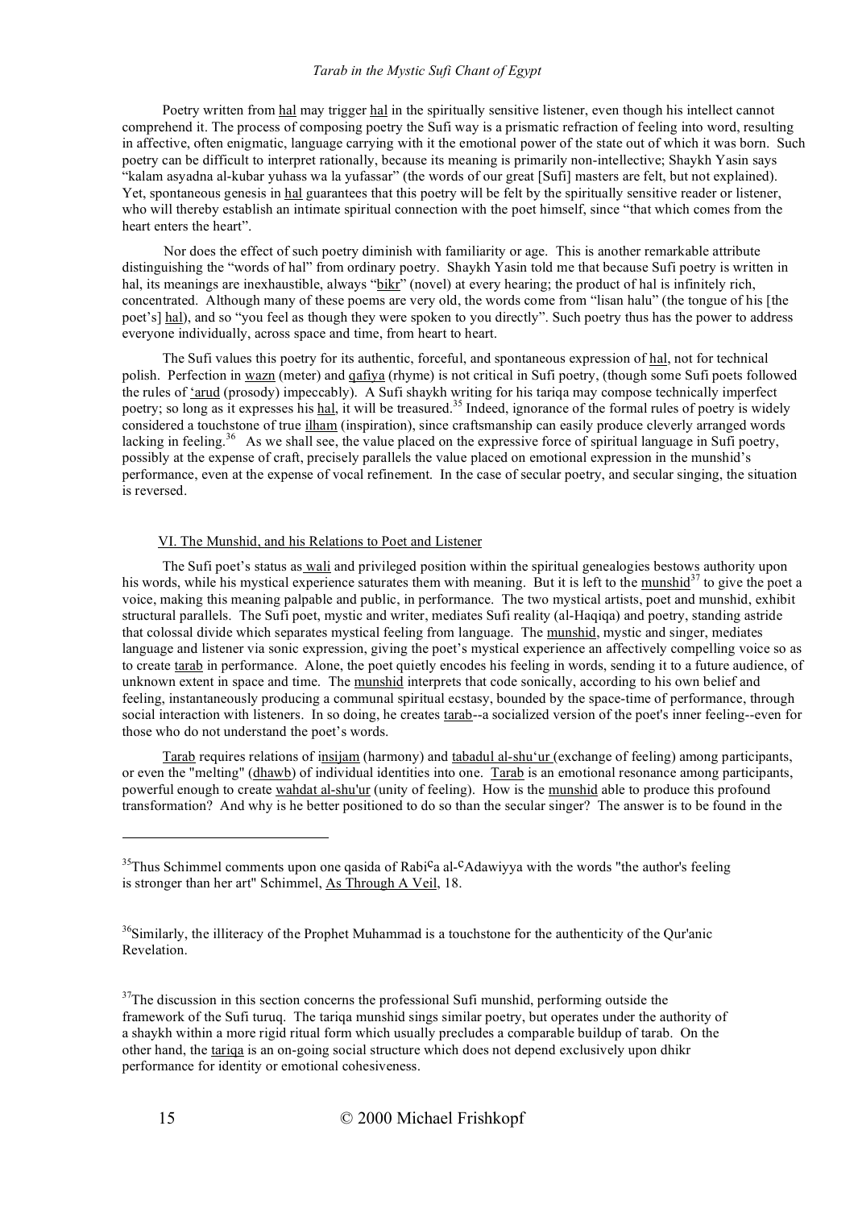Poetry written from hal may trigger hal in the spiritually sensitive listener, even though his intellect cannot comprehend it. The process of composing poetry the Sufi way is a prismatic refraction of feeling into word, resulting in affective, often enigmatic, language carrying with it the emotional power of the state out of which it was born. Such poetry can be difficult to interpret rationally, because its meaning is primarily non-intellective; Shaykh Yasin says "kalam asyadna al-kubar yuhass wa la yufassar" (the words of our great [Sufi] masters are felt, but not explained). Yet, spontaneous genesis in hal guarantees that this poetry will be felt by the spiritually sensitive reader or listener, who will thereby establish an intimate spiritual connection with the poet himself, since "that which comes from the heart enters the heart".

Nor does the effect of such poetry diminish with familiarity or age. This is another remarkable attribute distinguishing the "words of hal" from ordinary poetry. Shaykh Yasin told me that because Sufi poetry is written in hal, its meanings are inexhaustible, always "bikr" (novel) at every hearing; the product of hal is infinitely rich, concentrated. Although many of these poems are very old, the words come from "lisan halu" (the tongue of his [the poet's] hal), and so "you feel as though they were spoken to you directly". Such poetry thus has the power to address everyone individually, across space and time, from heart to heart.

The Sufi values this poetry for its authentic, forceful, and spontaneous expression of hal, not for technical polish. Perfection in wazn (meter) and qafiya (rhyme) is not critical in Sufi poetry, (though some Sufi poets followed the rules of 'arud (prosody) impeccably). A Sufi shaykh writing for his tariqa may compose technically imperfect poetry; so long as it expresses his hal, it will be treasured.[35] Indeed, ignorance of the formal rules of poetry is widely considered a touchstone of true ilham (inspiration), since craftsmanship can easily produce cleverly arranged words lacking in feeling.[36] As we shall see, the value placed on the expressive force of spiritual language in Sufi poetry, possibly at the expense of craft, precisely parallels the value placed on emotional expression in the munshid's performance, even at the expense of vocal refinement. In the case of secular poetry, and secular singing, the situation is reversed.

## VI. The Munshid, and his Relations to Poet and Listener

The Sufi poet's status as wali and privileged position within the spiritual genealogies bestows authority upon his words, while his mystical experience saturates them with meaning. But it is left to the munshid[37] to give the poet a voice, making this meaning palpable and public, in performance. The two mystical artists, poet and munshid, exhibit structural parallels. The Sufi poet, mystic and writer, mediates Sufi reality (al-Haqiqa) and poetry, standing astride that colossal divide which separates mystical feeling from language. The munshid, mystic and singer, mediates language and listener via sonic expression, giving the poet's mystical experience an affectively compelling voice so as to create tarab in performance. Alone, the poet quietly encodes his feeling in words, sending it to a future audience, of unknown extent in space and time. The munshid interprets that code sonically, according to his own belief and feeling, instantaneously producing a communal spiritual ecstasy, bounded by the space-time of performance, through social interaction with listeners. In so doing, he creates tarab--a socialized version of the poet's inner feeling--even for those who do not understand the poet's words.

Tarab requires relations of insijam (harmony) and tabadul al-shu'ur (exchange of feeling) among participants, or even the "melting" (dhawb) of individual identities into one. Tarab is an emotional resonance among participants, powerful enough to create wahdat al-shu'ur (unity of feeling). How is the munshid able to produce this profound transformation? And why is he better positioned to do so than the secular singer? The answer is to be found in the

---

[35] Thus Schimmel comments upon one qasida of Rabiᶜa al-ᶜAdawiyya with the words "the author's feeling is stronger than her art" Schimmel, As Through A Veil, 18.

[36] Similarly, the illiteracy of the Prophet Muhammad is a touchstone for the authenticity of the Qur'anic Revelation.

[37] The discussion in this section concerns the professional Sufi munshid, performing outside the framework of the Sufi turuq. The tariqa munshid sings similar poetry, but operates under the authority of a shaykh within a more rigid ritual form which usually precludes a comparable buildup of tarab. On the other hand, the tariqa is an on-going social structure which does not depend exclusively upon dhikr performance for identity or emotional cohesiveness.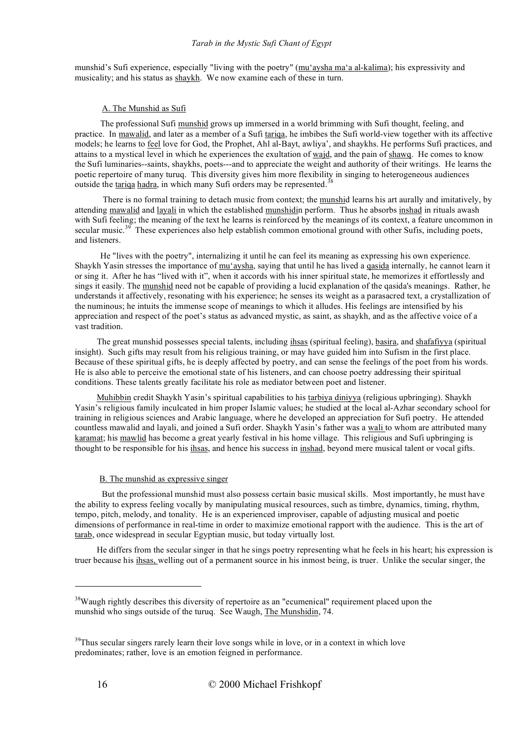munshid's Sufi experience, especially "living with the poetry" (mu'aysha ma'a al-kalima); his expressivity and musicality; and his status as shaykh. We now examine each of these in turn.

### A. The Munshid as Sufi

The professional Sufi munshid grows up immersed in a world brimming with Sufi thought, feeling, and practice. In mawalid, and later as a member of a Sufi tariqa, he imbibes the Sufi world-view together with its affective models; he learns to feel love for God, the Prophet, Ahl al-Bayt, awliya', and shaykhs. He performs Sufi practices, and attains to a mystical level in which he experiences the exultation of wajd, and the pain of shawq. He comes to know the Sufi luminaries--saints, shaykhs, poets---and to appreciate the weight and authority of their writings. He learns the poetic repertoire of many turuq. This diversity gives him more flexibility in singing to heterogeneous audiences outside the tariqa hadra, in which many Sufi orders may be represented.[38]

There is no formal training to detach music from context; the munshid learns his art aurally and imitatively, by attending mawalid and layali in which the established munshidin perform. Thus he absorbs inshad in rituals awash with Sufi feeling; the meaning of the text he learns is reinforced by the meanings of its context, a feature uncommon in secular music.[39] These experiences also help establish common emotional ground with other Sufis, including poets, and listeners.

He "lives with the poetry", internalizing it until he can feel its meaning as expressing his own experience. Shaykh Yasin stresses the importance of mu'aysha, saying that until he has lived a qasida internally, he cannot learn it or sing it. After he has "lived with it", when it accords with his inner spiritual state, he memorizes it effortlessly and sings it easily. The munshid need not be capable of providing a lucid explanation of the qasida's meanings. Rather, he understands it affectively, resonating with his experience; he senses its weight as a parasacred text, a crystallization of the numinous; he intuits the immense scope of meanings to which it alludes. His feelings are intensified by his appreciation and respect of the poet's status as advanced mystic, as saint, as shaykh, and as the affective voice of a vast tradition.

The great munshid possesses special talents, including ihsas (spiritual feeling), basira, and shafafiyya (spiritual insight). Such gifts may result from his religious training, or may have guided him into Sufism in the first place. Because of these spiritual gifts, he is deeply affected by poetry, and can sense the feelings of the poet from his words. He is also able to perceive the emotional state of his listeners, and can choose poetry addressing their spiritual conditions. These talents greatly facilitate his role as mediator between poet and listener.

Muhibbin credit Shaykh Yasin's spiritual capabilities to his tarbiya diniyya (religious upbringing). Shaykh Yasin's religious family inculcated in him proper Islamic values; he studied at the local al-Azhar secondary school for training in religious sciences and Arabic language, where he developed an appreciation for Sufi poetry. He attended countless mawalid and layali, and joined a Sufi order. Shaykh Yasin's father was a wali to whom are attributed many karamat; his mawlid has become a great yearly festival in his home village. This religious and Sufi upbringing is thought to be responsible for his ihsas, and hence his success in inshad, beyond mere musical talent or vocal gifts.

### B. The munshid as expressive singer

But the professional munshid must also possess certain basic musical skills. Most importantly, he must have the ability to express feeling vocally by manipulating musical resources, such as timbre, dynamics, timing, rhythm, tempo, pitch, melody, and tonality. He is an experienced improviser, capable of adjusting musical and poetic dimensions of performance in real-time in order to maximize emotional rapport with the audience. This is the art of tarab, once widespread in secular Egyptian music, but today virtually lost.

He differs from the secular singer in that he sings poetry representing what he feels in his heart; his expression is truer because his ihsas, welling out of a permanent source in his inmost being, is truer. Unlike the secular singer, the

---

[38] Waugh rightly describes this diversity of repertoire as an "ecumenical" requirement placed upon the munshid who sings outside of the turuq. See Waugh, The Munshidin, 74.

[39] Thus secular singers rarely learn their love songs while in love, or in a context in which love predominates; rather, love is an emotion feigned in performance.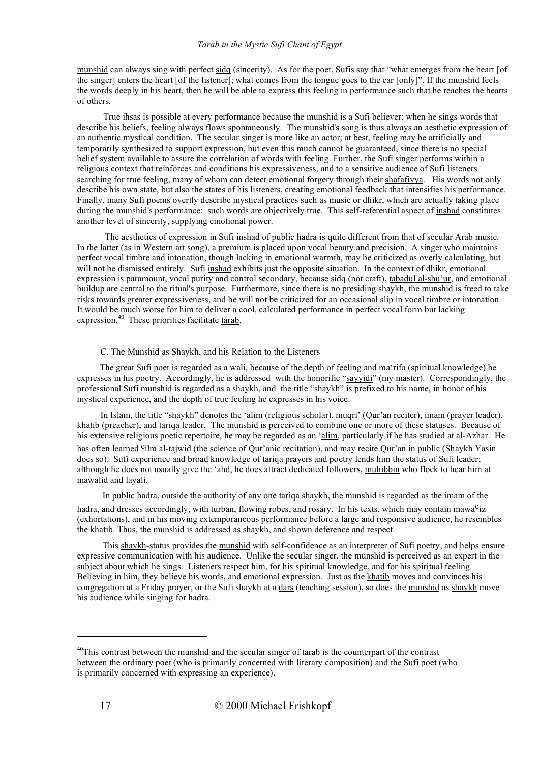munshid can always sing with perfect sidq (sincerity). As for the poet, Sufis say that "what emerges from the heart [of the singer] enters the heart [of the listener]; what comes from the tongue goes to the ear [only]". If the munshid feels the words deeply in his heart, then he will be able to express this feeling in performance such that he reaches the hearts of others.

True ihsas is possible at every performance because the munshid is a Sufi believer; when he sings words that describe his beliefs, feeling always flows spontaneously. The munshid's song is thus always an aesthetic expression of an authentic mystical condition. The secular singer is more like an actor; at best, feeling may be artificially and temporarily synthesized to support expression, but even this much cannot be guaranteed, since there is no special belief system available to assure the correlation of words with feeling. Further, the Sufi singer performs within a religious context that reinforces and conditions his expressiveness, and to a sensitive audience of Sufi listeners searching for true feeling, many of whom can detect emotional forgery through their shafafiyya. His words not only describe his own state, but also the states of his listeners, creating emotional feedback that intensifies his performance. Finally, many Sufi poems overtly describe mystical practices such as music or dhikr, which are actually taking place during the munshid's performance: such words are objectively true. This self-referential aspect of inshad constitutes another level of sincerity, supplying emotional power.

The aesthetics of expression in Sufi inshad of public hadra is quite different from that of secular Arab music. In the latter (as in Western art song), a premium is placed upon vocal beauty and precision. A singer who maintains perfect vocal timbre and intonation, though lacking in emotional warmth, may be criticized as overly calculating, but will not be dismissed entirely. Sufi inshad exhibits just the opposite situation. In the context of dhikr, emotional expression is paramount, vocal purity and control secondary, because sidq (not craft), tabadul al-shu'ur, and emotional buildup are central to the ritual's purpose. Furthermore, since there is no presiding shaykh, the munshid is freed to take risks towards greater expressiveness, and he will not be criticized for an occasional slip in vocal timbre or intonation. It would be much worse for him to deliver a cool, calculated performance in perfect vocal form but lacking expression.[40] These priorities facilitate tarab.

### C. The Munshid as Shaykh, and his Relation to the Listeners

The great Sufi poet is regarded as a wali, because of the depth of feeling and ma'rifa (spiritual knowledge) he expresses in his poetry. Accordingly, he is addressed with the honorific "sayyidi" (my master). Correspondingly, the professional Sufi munshid is regarded as a shaykh, and the title "shaykh" is prefixed to his name, in honor of his mystical experience, and the depth of true feeling he expresses in his voice.

In Islam, the title "shaykh" denotes the 'alim (religious scholar), muqri' (Qur'an reciter), imam (prayer leader), khatib (preacher), and tariqa leader. The munshid is perceived to combine one or more of these statuses. Because of his extensive religious poetic repertoire, he may be regarded as an 'alim, particularly if he has studied at al-Azhar. He has often learned ᶜilm al-tajwid (the science of Qur'anic recitation), and may recite Qur'an in public (Shaykh Yasin does so). Sufi experience and broad knowledge of tariqa prayers and poetry lends him the status of Sufi leader; although he does not usually give the 'ahd, he does attract dedicated followers, muhibbin who flock to hear him at mawalid and layali.

In public hadra, outside the authority of any one tariqa shaykh, the munshid is regarded as the imam of the hadra, and dresses accordingly, with turban, flowing robes, and rosary. In his texts, which may contain mawaᶜiz (exhortations), and in his moving extemporaneous performance before a large and responsive audience, he resembles the khatib. Thus, the munshid is addressed as shaykh, and shown deference and respect.

This shaykh-status provides the munshid with self-confidence as an interpreter of Sufi poetry, and helps ensure expressive communication with his audience. Unlike the secular singer, the munshid is perceived as an expert in the subject about which he sings. Listeners respect him, for his spiritual knowledge, and for his spiritual feeling. Believing in him, they believe his words, and emotional expression. Just as the khatib moves and convinces his congregation at a Friday prayer, or the Sufi shaykh at a dars (teaching session), so does the munshid as shaykh move his audience while singing for hadra.

---

[40] This contrast between the munshid and the secular singer of tarab is the counterpart of the contrast between the ordinary poet (who is primarily concerned with literary composition) and the Sufi poet (who is primarily concerned with expressing an experience).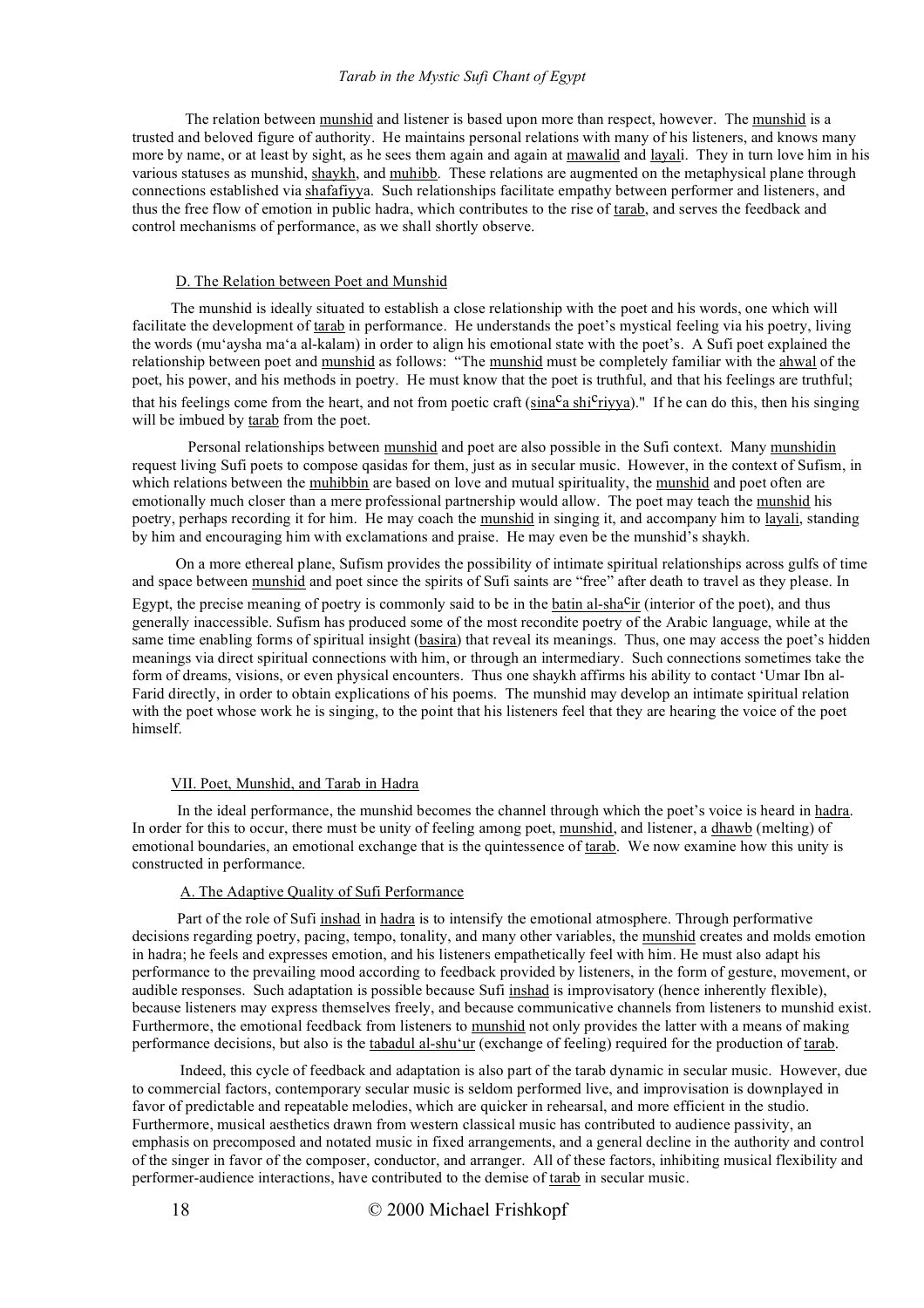The relation between munshid and listener is based upon more than respect, however. The munshid is a trusted and beloved figure of authority. He maintains personal relations with many of his listeners, and knows many more by name, or at least by sight, as he sees them again and again at mawalid and layali. They in turn love him in his various statuses as munshid, shaykh, and muhibb. These relations are augmented on the metaphysical plane through connections established via shafafiyya. Such relationships facilitate empathy between performer and listeners, and thus the free flow of emotion in public hadra, which contributes to the rise of tarab, and serves the feedback and control mechanisms of performance, as we shall shortly observe.

### D. The Relation between Poet and Munshid

The munshid is ideally situated to establish a close relationship with the poet and his words, one which will facilitate the development of tarab in performance. He understands the poet's mystical feeling via his poetry, living the words (mu'aysha ma'a al-kalam) in order to align his emotional state with the poet's. A Sufi poet explained the relationship between poet and munshid as follows: "The munshid must be completely familiar with the ahwal of the poet, his power, and his methods in poetry. He must know that the poet is truthful, and that his feelings are truthful; that his feelings come from the heart, and not from poetic craft (sina^ca shi^criyya)." If he can do this, then his singing will be imbued by tarab from the poet.

Personal relationships between munshid and poet are also possible in the Sufi context. Many munshidin request living Sufi poets to compose qasidas for them, just as in secular music. However, in the context of Sufism, in which relations between the muhibbin are based on love and mutual spirituality, the munshid and poet often are emotionally much closer than a mere professional partnership would allow. The poet may teach the munshid his poetry, perhaps recording it for him. He may coach the munshid in singing it, and accompany him to layali, standing by him and encouraging him with exclamations and praise. He may even be the munshid's shaykh.

On a more ethereal plane, Sufism provides the possibility of intimate spiritual relationships across gulfs of time and space between munshid and poet since the spirits of Sufi saints are "free" after death to travel as they please. In Egypt, the precise meaning of poetry is commonly said to be in the batin al-sha^cir (interior of the poet), and thus generally inaccessible. Sufism has produced some of the most recondite poetry of the Arabic language, while at the same time enabling forms of spiritual insight (basira) that reveal its meanings. Thus, one may access the poet's hidden meanings via direct spiritual connections with him, or through an intermediary. Such connections sometimes take the form of dreams, visions, or even physical encounters. Thus one shaykh affirms his ability to contact 'Umar Ibn al-Farid directly, in order to obtain explications of his poems. The munshid may develop an intimate spiritual relation with the poet whose work he is singing, to the point that his listeners feel that they are hearing the voice of the poet himself.

## VII. Poet, Munshid, and Tarab in Hadra

In the ideal performance, the munshid becomes the channel through which the poet's voice is heard in hadra. In order for this to occur, there must be unity of feeling among poet, munshid, and listener, a dhawb (melting) of emotional boundaries, an emotional exchange that is the quintessence of tarab. We now examine how this unity is constructed in performance.

### A. The Adaptive Quality of Sufi Performance

Part of the role of Sufi inshad in hadra is to intensify the emotional atmosphere. Through performative decisions regarding poetry, pacing, tempo, tonality, and many other variables, the munshid creates and molds emotion in hadra; he feels and expresses emotion, and his listeners empathetically feel with him. He must also adapt his performance to the prevailing mood according to feedback provided by listeners, in the form of gesture, movement, or audible responses. Such adaptation is possible because Sufi inshad is improvisatory (hence inherently flexible), because listeners may express themselves freely, and because communicative channels from listeners to munshid exist. Furthermore, the emotional feedback from listeners to munshid not only provides the latter with a means of making performance decisions, but also is the tabadul al-shu'ur (exchange of feeling) required for the production of tarab.

Indeed, this cycle of feedback and adaptation is also part of the tarab dynamic in secular music. However, due to commercial factors, contemporary secular music is seldom performed live, and improvisation is downplayed in favor of predictable and repeatable melodies, which are quicker in rehearsal, and more efficient in the studio. Furthermore, musical aesthetics drawn from western classical music has contributed to audience passivity, an emphasis on precomposed and notated music in fixed arrangements, and a general decline in the authority and control of the singer in favor of the composer, conductor, and arranger. All of these factors, inhibiting musical flexibility and performer-audience interactions, have contributed to the demise of tarab in secular music.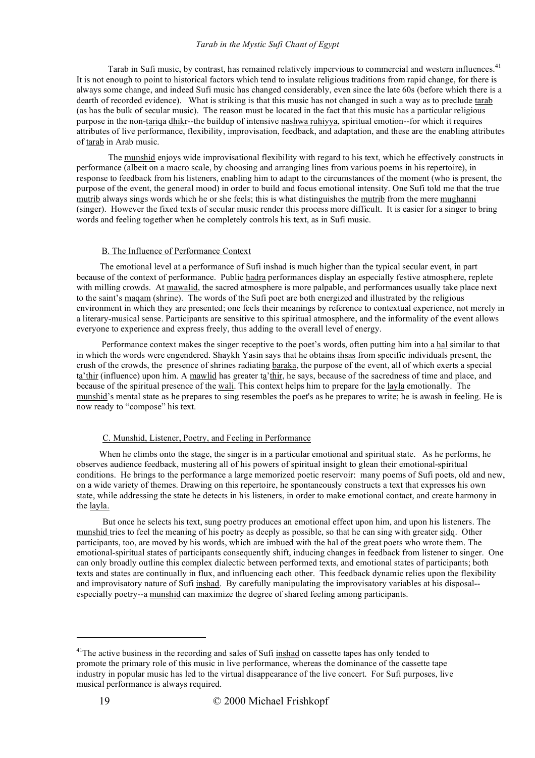Tarab in Sufi music, by contrast, has remained relatively impervious to commercial and western influences.[41] It is not enough to point to historical factors which tend to insulate religious traditions from rapid change, for there is always some change, and indeed Sufi music has changed considerably, even since the late 60s (before which there is a dearth of recorded evidence). What is striking is that this music has not changed in such a way as to preclude tarab (as has the bulk of secular music). The reason must be located in the fact that this music has a particular religious purpose in the non-tariqa dhikr--the buildup of intensive nashwa ruhiyya, spiritual emotion--for which it requires attributes of live performance, flexibility, improvisation, feedback, and adaptation, and these are the enabling attributes of tarab in Arab music.

The munshid enjoys wide improvisational flexibility with regard to his text, which he effectively constructs in performance (albeit on a macro scale, by choosing and arranging lines from various poems in his repertoire), in response to feedback from his listeners, enabling him to adapt to the circumstances of the moment (who is present, the purpose of the event, the general mood) in order to build and focus emotional intensity. One Sufi told me that the true mutrib always sings words which he or she feels; this is what distinguishes the mutrib from the mere mughanni (singer). However the fixed texts of secular music render this process more difficult. It is easier for a singer to bring words and feeling together when he completely controls his text, as in Sufi music.

### B. The Influence of Performance Context

The emotional level at a performance of Sufi inshad is much higher than the typical secular event, in part because of the context of performance. Public hadra performances display an especially festive atmosphere, replete with milling crowds. At mawalid, the sacred atmosphere is more palpable, and performances usually take place next to the saint's maqam (shrine). The words of the Sufi poet are both energized and illustrated by the religious environment in which they are presented; one feels their meanings by reference to contextual experience, not merely in a literary-musical sense. Participants are sensitive to this spiritual atmosphere, and the informality of the event allows everyone to experience and express freely, thus adding to the overall level of energy.

Performance context makes the singer receptive to the poet's words, often putting him into a hal similar to that in which the words were engendered. Shaykh Yasin says that he obtains ihsas from specific individuals present, the crush of the crowds, the presence of shrines radiating baraka, the purpose of the event, all of which exerts a special ta'thir (influence) upon him. A mawlid has greater ta'thir, he says, because of the sacredness of time and place, and because of the spiritual presence of the wali. This context helps him to prepare for the layla emotionally. The munshid's mental state as he prepares to sing resembles the poet's as he prepares to write; he is awash in feeling. He is now ready to "compose" his text.

### C. Munshid, Listener, Poetry, and Feeling in Performance

When he climbs onto the stage, the singer is in a particular emotional and spiritual state. As he performs, he observes audience feedback, mustering all of his powers of spiritual insight to glean their emotional-spiritual conditions. He brings to the performance a large memorized poetic reservoir: many poems of Sufi poets, old and new, on a wide variety of themes. Drawing on this repertoire, he spontaneously constructs a text that expresses his own state, while addressing the state he detects in his listeners, in order to make emotional contact, and create harmony in the layla.

But once he selects his text, sung poetry produces an emotional effect upon him, and upon his listeners. The munshid tries to feel the meaning of his poetry as deeply as possible, so that he can sing with greater sidq. Other participants, too, are moved by his words, which are imbued with the hal of the great poets who wrote them. The emotional-spiritual states of participants consequently shift, inducing changes in feedback from listener to singer. One can only broadly outline this complex dialectic between performed texts, and emotional states of participants; both texts and states are continually in flux, and influencing each other. This feedback dynamic relies upon the flexibility and improvisatory nature of Sufi inshad. By carefully manipulating the improvisatory variables at his disposal--especially poetry--a munshid can maximize the degree of shared feeling among participants.

---

[41]The active business in the recording and sales of Sufi inshad on cassette tapes has only tended to promote the primary role of this music in live performance, whereas the dominance of the cassette tape industry in popular music has led to the virtual disappearance of the live concert. For Sufi purposes, live musical performance is always required.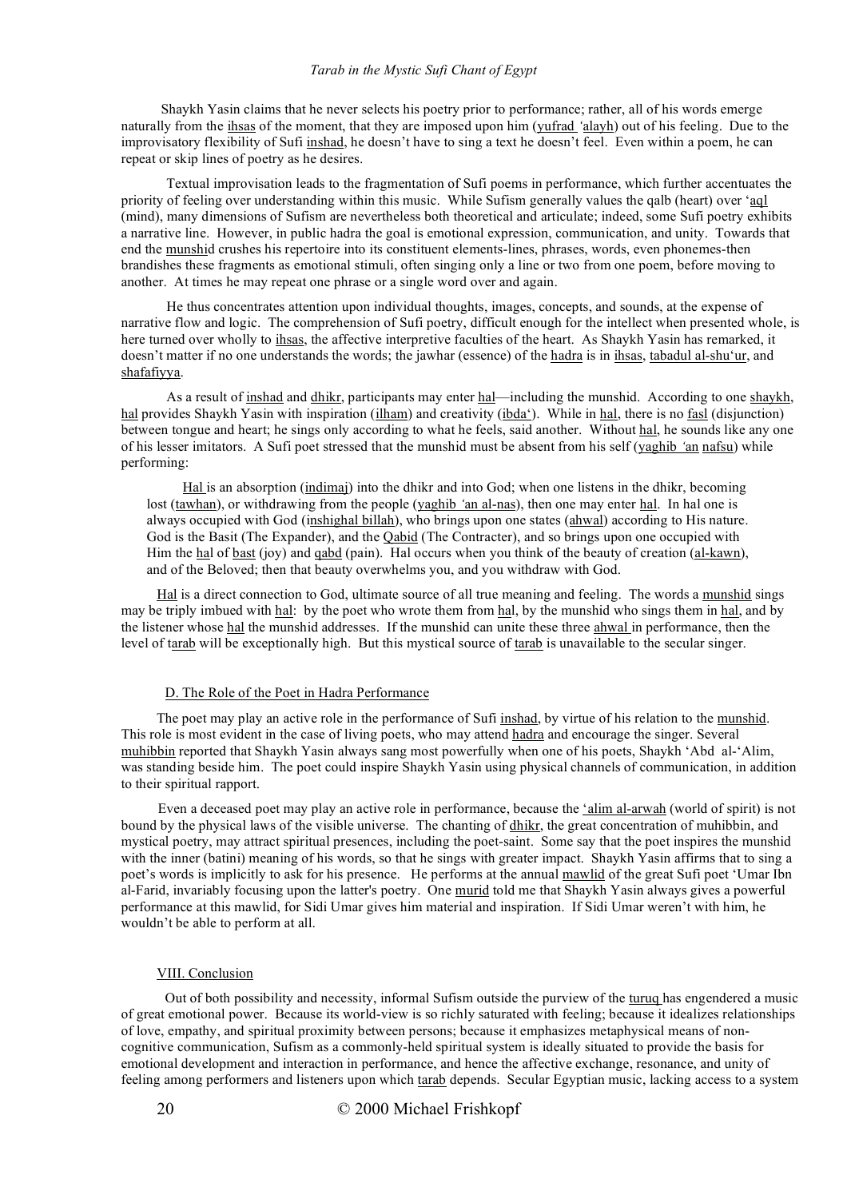Shaykh Yasin claims that he never selects his poetry prior to performance; rather, all of his words emerge naturally from the ihsas of the moment, that they are imposed upon him (yufrad ʻalayh) out of his feeling. Due to the improvisatory flexibility of Sufi inshad, he doesn't have to sing a text he doesn't feel. Even within a poem, he can repeat or skip lines of poetry as he desires.

Textual improvisation leads to the fragmentation of Sufi poems in performance, which further accentuates the priority of feeling over understanding within this music. While Sufism generally values the qalb (heart) over ʻaql (mind), many dimensions of Sufism are nevertheless both theoretical and articulate; indeed, some Sufi poetry exhibits a narrative line. However, in public hadra the goal is emotional expression, communication, and unity. Towards that end the munshid crushes his repertoire into its constituent elements-lines, phrases, words, even phonemes-then brandishes these fragments as emotional stimuli, often singing only a line or two from one poem, before moving to another. At times he may repeat one phrase or a single word over and again.

He thus concentrates attention upon individual thoughts, images, concepts, and sounds, at the expense of narrative flow and logic. The comprehension of Sufi poetry, difficult enough for the intellect when presented whole, is here turned over wholly to ihsas, the affective interpretive faculties of the heart. As Shaykh Yasin has remarked, it doesn't matter if no one understands the words; the jawhar (essence) of the hadra is in ihsas, tabadul al-shuʻur, and shafafiyya.

As a result of inshad and dhikr, participants may enter hal—including the munshid. According to one shaykh, hal provides Shaykh Yasin with inspiration (ilham) and creativity (ibdaʻ). While in hal, there is no fasl (disjunction) between tongue and heart; he sings only according to what he feels, said another. Without hal, he sounds like any one of his lesser imitators. A Sufi poet stressed that the munshid must be absent from his self (yaghib ʻan nafsu) while performing:

> Hal is an absorption (indimaj) into the dhikr and into God; when one listens in the dhikr, becoming lost (tawhan), or withdrawing from the people (yaghib ʻan al-nas), then one may enter hal. In hal one is always occupied with God (inshighal billah), who brings upon one states (ahwal) according to His nature. God is the Basit (The Expander), and the Qabid (The Contracter), and so brings upon one occupied with Him the hal of bast (joy) and qabd (pain). Hal occurs when you think of the beauty of creation (al-kawn), and of the Beloved; then that beauty overwhelms you, and you withdraw with God.

Hal is a direct connection to God, ultimate source of all true meaning and feeling. The words a munshid sings may be triply imbued with hal: by the poet who wrote them from hal, by the munshid who sings them in hal, and by the listener whose hal the munshid addresses. If the munshid can unite these three ahwal in performance, then the level of tarab will be exceptionally high. But this mystical source of tarab is unavailable to the secular singer.

### D. The Role of the Poet in Hadra Performance

The poet may play an active role in the performance of Sufi inshad, by virtue of his relation to the munshid. This role is most evident in the case of living poets, who may attend hadra and encourage the singer. Several muhibbin reported that Shaykh Yasin always sang most powerfully when one of his poets, Shaykh ʻAbd al-ʻAlim, was standing beside him. The poet could inspire Shaykh Yasin using physical channels of communication, in addition to their spiritual rapport.

Even a deceased poet may play an active role in performance, because the ʻalim al-arwah (world of spirit) is not bound by the physical laws of the visible universe. The chanting of dhikr, the great concentration of muhibbin, and mystical poetry, may attract spiritual presences, including the poet-saint. Some say that the poet inspires the munshid with the inner (batini) meaning of his words, so that he sings with greater impact. Shaykh Yasin affirms that to sing a poet's words is implicitly to ask for his presence. He performs at the annual mawlid of the great Sufi poet ʻUmar Ibn al-Farid, invariably focusing upon the latter's poetry. One murid told me that Shaykh Yasin always gives a powerful performance at this mawlid, for Sidi Umar gives him material and inspiration. If Sidi Umar weren't with him, he wouldn't be able to perform at all.

## VIII. Conclusion

Out of both possibility and necessity, informal Sufism outside the purview of the turuq has engendered a music of great emotional power. Because its world-view is so richly saturated with feeling; because it idealizes relationships of love, empathy, and spiritual proximity between persons; because it emphasizes metaphysical means of non-cognitive communication, Sufism as a commonly-held spiritual system is ideally situated to provide the basis for emotional development and interaction in performance, and hence the affective exchange, resonance, and unity of feeling among performers and listeners upon which tarab depends. Secular Egyptian music, lacking access to a system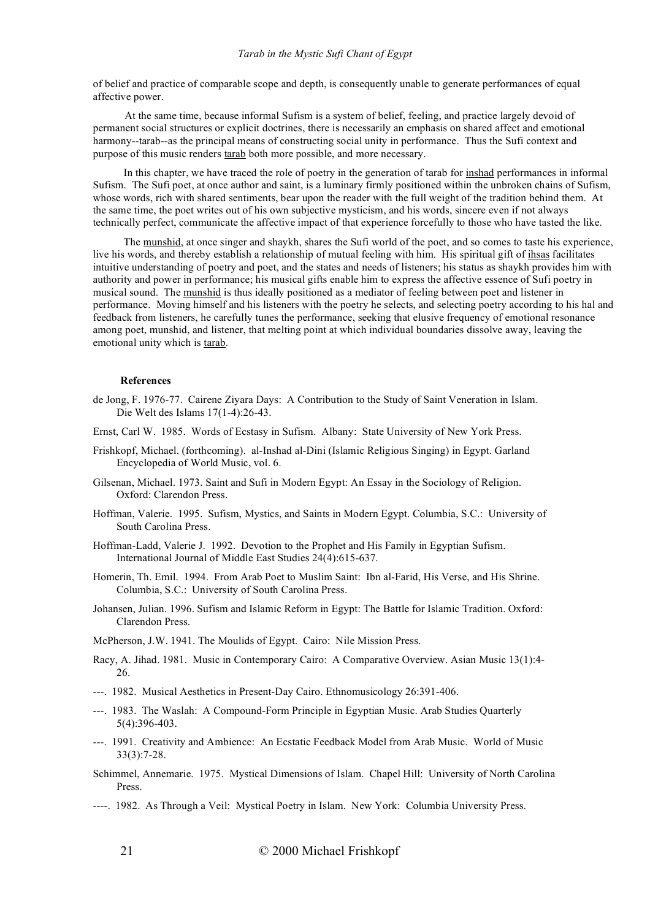of belief and practice of comparable scope and depth, is consequently unable to generate performances of equal affective power.

At the same time, because informal Sufism is a system of belief, feeling, and practice largely devoid of permanent social structures or explicit doctrines, there is necessarily an emphasis on shared affect and emotional harmony--tarab--as the principal means of constructing social unity in performance. Thus the Sufi context and purpose of this music renders tarab both more possible, and more necessary.

In this chapter, we have traced the role of poetry in the generation of tarab for inshad performances in informal Sufism. The Sufi poet, at once author and saint, is a luminary firmly positioned within the unbroken chains of Sufism, whose words, rich with shared sentiments, bear upon the reader with the full weight of the tradition behind them. At the same time, the poet writes out of his own subjective mysticism, and his words, sincere even if not always technically perfect, communicate the affective impact of that experience forcefully to those who have tasted the like.

The munshid, at once singer and shaykh, shares the Sufi world of the poet, and so comes to taste his experience, live his words, and thereby establish a relationship of mutual feeling with him. His spiritual gift of ihsas facilitates intuitive understanding of poetry and poet, and the states and needs of listeners; his status as shaykh provides him with authority and power in performance; his musical gifts enable him to express the affective essence of Sufi poetry in musical sound. The munshid is thus ideally positioned as a mediator of feeling between poet and listener in performance. Moving himself and his listeners with the poetry he selects, and selecting poetry according to his hal and feedback from listeners, he carefully tunes the performance, seeking that elusive frequency of emotional resonance among poet, munshid, and listener, that melting point at which individual boundaries dissolve away, leaving the emotional unity which is tarab.

**References**

de Jong, F. 1976-77. Cairene Ziyara Days: A Contribution to the Study of Saint Veneration in Islam. Die Welt des Islams 17(1-4):26-43.

Ernst, Carl W. 1985. Words of Ecstasy in Sufism. Albany: State University of New York Press.

Frishkopf, Michael. (forthcoming). al-Inshad al-Dini (Islamic Religious Singing) in Egypt. Garland Encyclopedia of World Music, vol. 6.

Gilsenan, Michael. 1973. Saint and Sufi in Modern Egypt: An Essay in the Sociology of Religion. Oxford: Clarendon Press.

Hoffman, Valerie. 1995. Sufism, Mystics, and Saints in Modern Egypt. Columbia, S.C.: University of South Carolina Press.

Hoffman-Ladd, Valerie J. 1992. Devotion to the Prophet and His Family in Egyptian Sufism. International Journal of Middle East Studies 24(4):615-637.

Homerin, Th. Emil. 1994. From Arab Poet to Muslim Saint: Ibn al-Farid, His Verse, and His Shrine. Columbia, S.C.: University of South Carolina Press.

Johansen, Julian. 1996. Sufism and Islamic Reform in Egypt: The Battle for Islamic Tradition. Oxford: Clarendon Press.

McPherson, J.W. 1941. The Moulids of Egypt. Cairo: Nile Mission Press.

Racy, A. Jihad. 1981. Music in Contemporary Cairo: A Comparative Overview. Asian Music 13(1):4-26.

---. 1982. Musical Aesthetics in Present-Day Cairo. Ethnomusicology 26:391-406.

---. 1983. The Waslah: A Compound-Form Principle in Egyptian Music. Arab Studies Quarterly 5(4):396-403.

---. 1991. Creativity and Ambience: An Ecstatic Feedback Model from Arab Music. World of Music 33(3):7-28.

Schimmel, Annemarie. 1975. Mystical Dimensions of Islam. Chapel Hill: University of North Carolina Press.

----. 1982. As Through a Veil: Mystical Poetry in Islam. New York: Columbia University Press.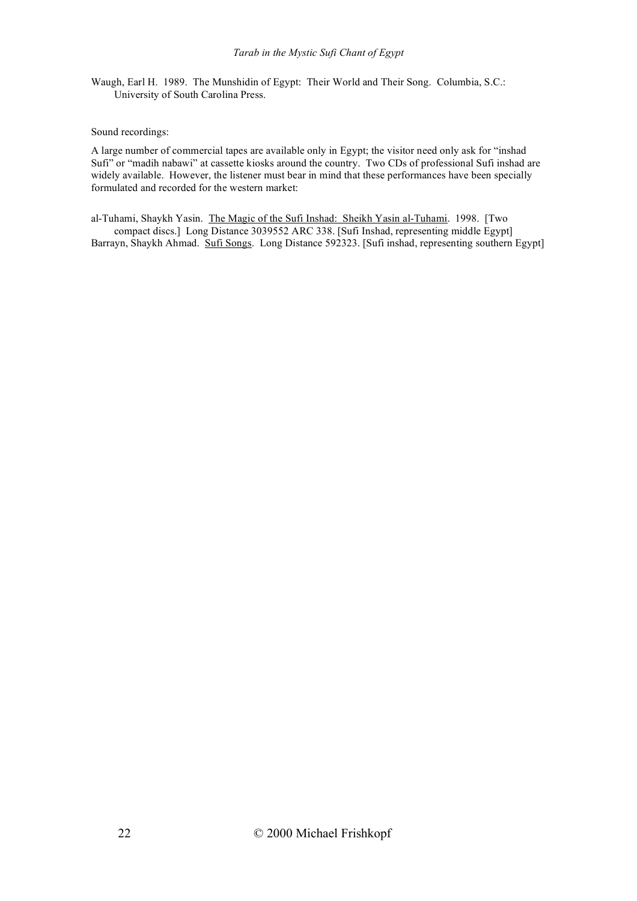Waugh, Earl H. 1989. The Munshidin of Egypt: Their World and Their Song. Columbia, S.C.: University of South Carolina Press.

Sound recordings:

A large number of commercial tapes are available only in Egypt; the visitor need only ask for "inshad Sufi" or "madih nabawi" at cassette kiosks around the country. Two CDs of professional Sufi inshad are widely available. However, the listener must bear in mind that these performances have been specially formulated and recorded for the western market:

al-Tuhami, Shaykh Yasin. The Magic of the Sufi Inshad: Sheikh Yasin al-Tuhami. 1998. [Two compact discs.] Long Distance 3039552 ARC 338. [Sufi Inshad, representing middle Egypt]

Barrayn, Shaykh Ahmad. Sufi Songs. Long Distance 592323. [Sufi inshad, representing southern Egypt]

© 2000 Michael Frishkopf